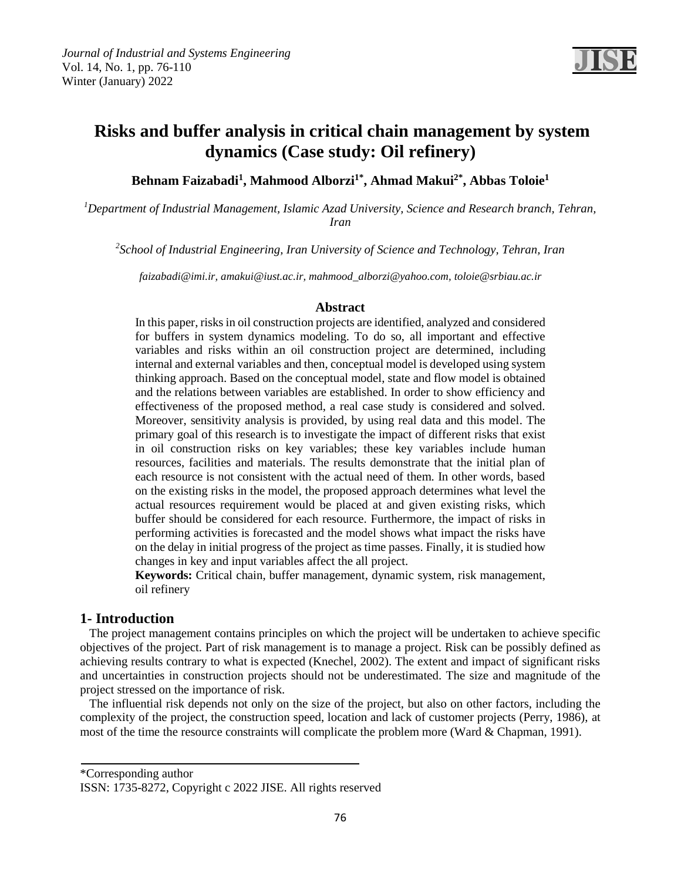# Risks and buffer analysis in critical chain management by system dynamics (Case study: Oil refinery)

**Behnam Faizabadi[1], Mahmood Alborzi[1*], Ahmad Makui[2*], Abbas Toloie[1]**

*[1]Department of Industrial Management, Islamic Azad University, Science and Research branch, Tehran, Iran*

*[2]School of Industrial Engineering, Iran University of Science and Technology, Tehran, Iran*

*faizabadi@imi.ir, amakui@iust.ac.ir, mahmood_alborzi@yahoo.com, toloie@srbiau.ac.ir*

## Abstract

In this paper, risks in oil construction projects are identified, analyzed and considered for buffers in system dynamics modeling. To do so, all important and effective variables and risks within an oil construction project are determined, including internal and external variables and then, conceptual model is developed using system thinking approach. Based on the conceptual model, state and flow model is obtained and the relations between variables are established. In order to show efficiency and effectiveness of the proposed method, a real case study is considered and solved. Moreover, sensitivity analysis is provided, by using real data and this model. The primary goal of this research is to investigate the impact of different risks that exist in oil construction risks on key variables; these key variables include human resources, facilities and materials. The results demonstrate that the initial plan of each resource is not consistent with the actual need of them. In other words, based on the existing risks in the model, the proposed approach determines what level the actual resources requirement would be placed at and given existing risks, which buffer should be considered for each resource. Furthermore, the impact of risks in performing activities is forecasted and the model shows what impact the risks have on the delay in initial progress of the project as time passes. Finally, it is studied how changes in key and input variables affect the all project.

**Keywords:** Critical chain, buffer management, dynamic system, risk management, oil refinery

## 1- Introduction

The project management contains principles on which the project will be undertaken to achieve specific objectives of the project. Part of risk management is to manage a project. Risk can be possibly defined as achieving results contrary to what is expected (Knechel, 2002). The extent and impact of significant risks and uncertainties in construction projects should not be underestimated. The size and magnitude of the project stressed on the importance of risk.

The influential risk depends not only on the size of the project, but also on other factors, including the complexity of the project, the construction speed, location and lack of customer projects (Perry, 1986), at most of the time the resource constraints will complicate the problem more (Ward & Chapman, 1991).

---

*Corresponding author

ISSN: 1735-8272, Copyright c 2022 JISE. All rights reserved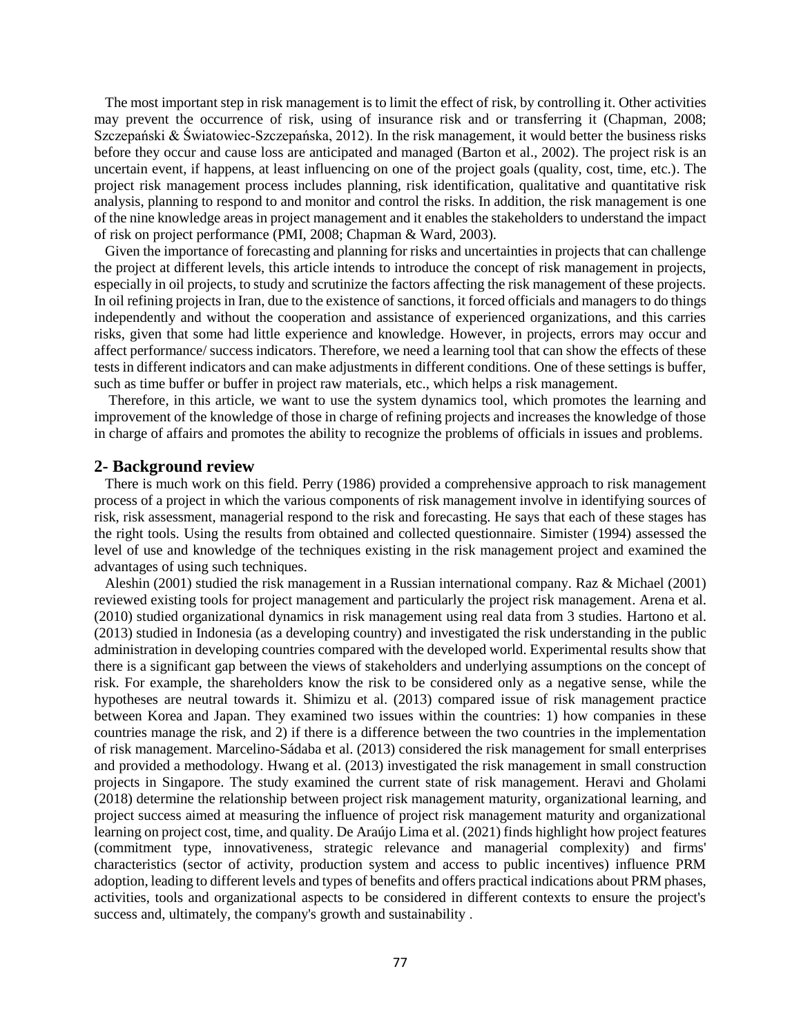The most important step in risk management is to limit the effect of risk, by controlling it. Other activities may prevent the occurrence of risk, using of insurance risk and or transferring it (Chapman, 2008; Szczepański & Światowiec-Szczepańska, 2012). In the risk management, it would better the business risks before they occur and cause loss are anticipated and managed (Barton et al., 2002). The project risk is an uncertain event, if happens, at least influencing on one of the project goals (quality, cost, time, etc.). The project risk management process includes planning, risk identification, qualitative and quantitative risk analysis, planning to respond to and monitor and control the risks. In addition, the risk management is one of the nine knowledge areas in project management and it enables the stakeholders to understand the impact of risk on project performance (PMI, 2008; Chapman & Ward, 2003).

Given the importance of forecasting and planning for risks and uncertainties in projects that can challenge the project at different levels, this article intends to introduce the concept of risk management in projects, especially in oil projects, to study and scrutinize the factors affecting the risk management of these projects. In oil refining projects in Iran, due to the existence of sanctions, it forced officials and managers to do things independently and without the cooperation and assistance of experienced organizations, and this carries risks, given that some had little experience and knowledge. However, in projects, errors may occur and affect performance/ success indicators. Therefore, we need a learning tool that can show the effects of these tests in different indicators and can make adjustments in different conditions. One of these settings is buffer, such as time buffer or buffer in project raw materials, etc., which helps a risk management.

Therefore, in this article, we want to use the system dynamics tool, which promotes the learning and improvement of the knowledge of those in charge of refining projects and increases the knowledge of those in charge of affairs and promotes the ability to recognize the problems of officials in issues and problems.

## 2- Background review

There is much work on this field. Perry (1986) provided a comprehensive approach to risk management process of a project in which the various components of risk management involve in identifying sources of risk, risk assessment, managerial respond to the risk and forecasting. He says that each of these stages has the right tools. Using the results from obtained and collected questionnaire. Simister (1994) assessed the level of use and knowledge of the techniques existing in the risk management project and examined the advantages of using such techniques.

Aleshin (2001) studied the risk management in a Russian international company. Raz & Michael (2001) reviewed existing tools for project management and particularly the project risk management. Arena et al. (2010) studied organizational dynamics in risk management using real data from 3 studies. Hartono et al. (2013) studied in Indonesia (as a developing country) and investigated the risk understanding in the public administration in developing countries compared with the developed world. Experimental results show that there is a significant gap between the views of stakeholders and underlying assumptions on the concept of risk. For example, the shareholders know the risk to be considered only as a negative sense, while the hypotheses are neutral towards it. Shimizu et al. (2013) compared issue of risk management practice between Korea and Japan. They examined two issues within the countries: 1) how companies in these countries manage the risk, and 2) if there is a difference between the two countries in the implementation of risk management. Marcelino-Sádaba et al. (2013) considered the risk management for small enterprises and provided a methodology. Hwang et al. (2013) investigated the risk management in small construction projects in Singapore. The study examined the current state of risk management. Heravi and Gholami (2018) determine the relationship between project risk management maturity, organizational learning, and project success aimed at measuring the influence of project risk management maturity and organizational learning on project cost, time, and quality. De Araújo Lima et al. (2021) finds highlight how project features (commitment type, innovativeness, strategic relevance and managerial complexity) and firms' characteristics (sector of activity, production system and access to public incentives) influence PRM adoption, leading to different levels and types of benefits and offers practical indications about PRM phases, activities, tools and organizational aspects to be considered in different contexts to ensure the project's success and, ultimately, the company's growth and sustainability .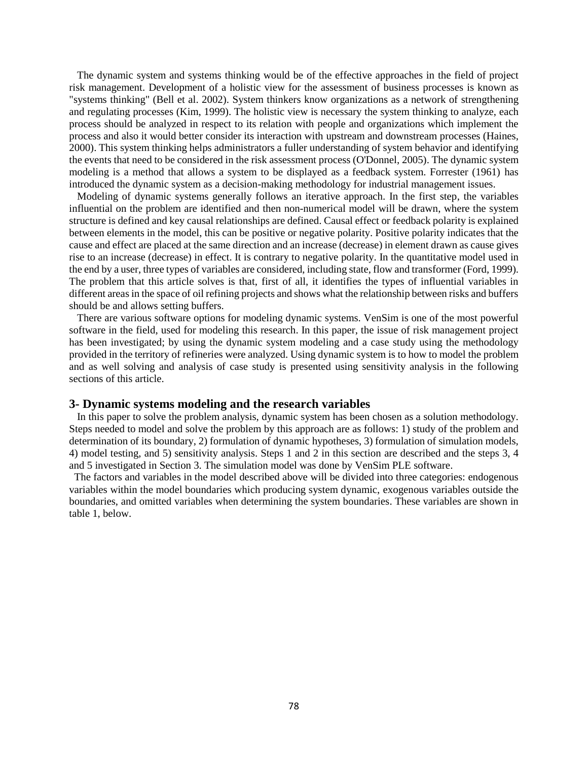The dynamic system and systems thinking would be of the effective approaches in the field of project risk management. Development of a holistic view for the assessment of business processes is known as "systems thinking" (Bell et al. 2002). System thinkers know organizations as a network of strengthening and regulating processes (Kim, 1999). The holistic view is necessary the system thinking to analyze, each process should be analyzed in respect to its relation with people and organizations which implement the process and also it would better consider its interaction with upstream and downstream processes (Haines, 2000). This system thinking helps administrators a fuller understanding of system behavior and identifying the events that need to be considered in the risk assessment process (O'Donnel, 2005). The dynamic system modeling is a method that allows a system to be displayed as a feedback system. Forrester (1961) has introduced the dynamic system as a decision-making methodology for industrial management issues.

Modeling of dynamic systems generally follows an iterative approach. In the first step, the variables influential on the problem are identified and then non-numerical model will be drawn, where the system structure is defined and key causal relationships are defined. Causal effect or feedback polarity is explained between elements in the model, this can be positive or negative polarity. Positive polarity indicates that the cause and effect are placed at the same direction and an increase (decrease) in element drawn as cause gives rise to an increase (decrease) in effect. It is contrary to negative polarity. In the quantitative model used in the end by a user, three types of variables are considered, including state, flow and transformer (Ford, 1999). The problem that this article solves is that, first of all, it identifies the types of influential variables in different areas in the space of oil refining projects and shows what the relationship between risks and buffers should be and allows setting buffers.

There are various software options for modeling dynamic systems. VenSim is one of the most powerful software in the field, used for modeling this research. In this paper, the issue of risk management project has been investigated; by using the dynamic system modeling and a case study using the methodology provided in the territory of refineries were analyzed. Using dynamic system is to how to model the problem and as well solving and analysis of case study is presented using sensitivity analysis in the following sections of this article.

## 3- Dynamic systems modeling and the research variables

In this paper to solve the problem analysis, dynamic system has been chosen as a solution methodology. Steps needed to model and solve the problem by this approach are as follows: 1) study of the problem and determination of its boundary, 2) formulation of dynamic hypotheses, 3) formulation of simulation models, 4) model testing, and 5) sensitivity analysis. Steps 1 and 2 in this section are described and the steps 3, 4 and 5 investigated in Section 3. The simulation model was done by VenSim PLE software.

The factors and variables in the model described above will be divided into three categories: endogenous variables within the model boundaries which producing system dynamic, exogenous variables outside the boundaries, and omitted variables when determining the system boundaries. These variables are shown in table 1, below.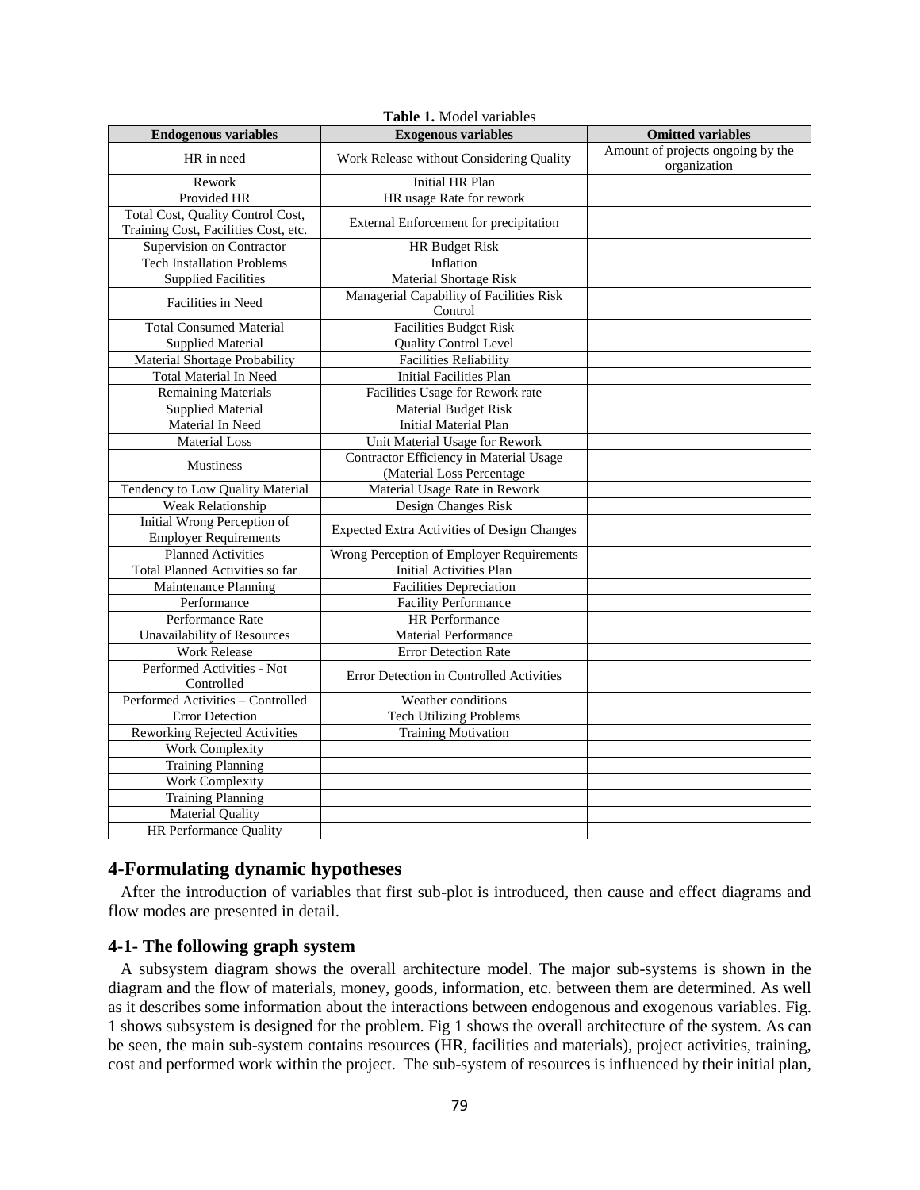**Table 1.** Model variables

| Endogenous variables | Exogenous variables | Omitted variables |
|---|---|---|
| HR in need | Work Release without Considering Quality | Amount of projects ongoing by the organization |
| Rework | Initial HR Plan | |
| Provided HR | HR usage Rate for rework | |
| Total Cost, Quality Control Cost, Training Cost, Facilities Cost, etc. | External Enforcement for precipitation | |
| Supervision on Contractor | HR Budget Risk | |
| Tech Installation Problems | Inflation | |
| Supplied Facilities | Material Shortage Risk | |
| Facilities in Need | Managerial Capability of Facilities Risk Control | |
| Total Consumed Material | Facilities Budget Risk | |
| Supplied Material | Quality Control Level | |
| Material Shortage Probability | Facilities Reliability | |
| Total Material In Need | Initial Facilities Plan | |
| Remaining Materials | Facilities Usage for Rework rate | |
| Supplied Material | Material Budget Risk | |
| Material In Need | Initial Material Plan | |
| Material Loss | Unit Material Usage for Rework | |
| Mustiness | Contractor Efficiency in Material Usage (Material Loss Percentage | |
| Tendency to Low Quality Material | Material Usage Rate in Rework | |
| Weak Relationship | Design Changes Risk | |
| Initial Wrong Perception of Employer Requirements | Expected Extra Activities of Design Changes | |
| Planned Activities | Wrong Perception of Employer Requirements | |
| Total Planned Activities so far | Initial Activities Plan | |
| Maintenance Planning | Facilities Depreciation | |
| Performance | Facility Performance | |
| Performance Rate | HR Performance | |
| Unavailability of Resources | Material Performance | |
| Work Release | Error Detection Rate | |
| Performed Activities - Not Controlled | Error Detection in Controlled Activities | |
| Performed Activities – Controlled | Weather conditions | |
| Error Detection | Tech Utilizing Problems | |
| Reworking Rejected Activities | Training Motivation | |
| Work Complexity | | |
| Training Planning | | |
| Work Complexity | | |
| Training Planning | | |
| Material Quality | | |
| HR Performance Quality | | |

## 4-Formulating dynamic hypotheses

After the introduction of variables that first sub-plot is introduced, then cause and effect diagrams and flow modes are presented in detail.

### 4-1- The following graph system

A subsystem diagram shows the overall architecture model. The major sub-systems is shown in the diagram and the flow of materials, money, goods, information, etc. between them are determined. As well as it describes some information about the interactions between endogenous and exogenous variables. Fig. 1 shows subsystem is designed for the problem. Fig 1 shows the overall architecture of the system. As can be seen, the main sub-system contains resources (HR, facilities and materials), project activities, training, cost and performed work within the project. The sub-system of resources is influenced by their initial plan,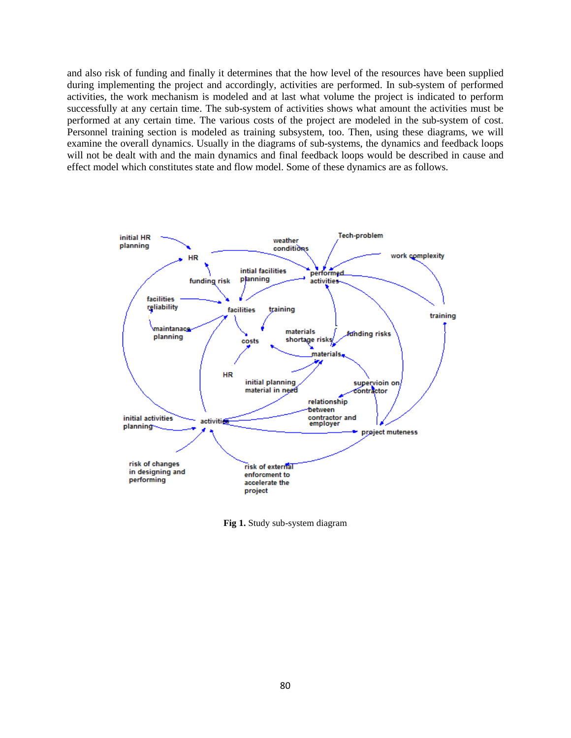and also risk of funding and finally it determines that the how level of the resources have been supplied during implementing the project and accordingly, activities are performed. In sub-system of performed activities, the work mechanism is modeled and at last what volume the project is indicated to perform successfully at any certain time. The sub-system of activities shows what amount the activities must be performed at any certain time. The various costs of the project are modeled in the sub-system of cost. Personnel training section is modeled as training subsystem, too. Then, using these diagrams, we will examine the overall dynamics. Usually in the diagrams of sub-systems, the dynamics and feedback loops will not be dealt with and the main dynamics and final feedback loops would be described in cause and effect model which constitutes state and flow model. Some of these dynamics are as follows.

**Fig 1.** Study sub-system diagram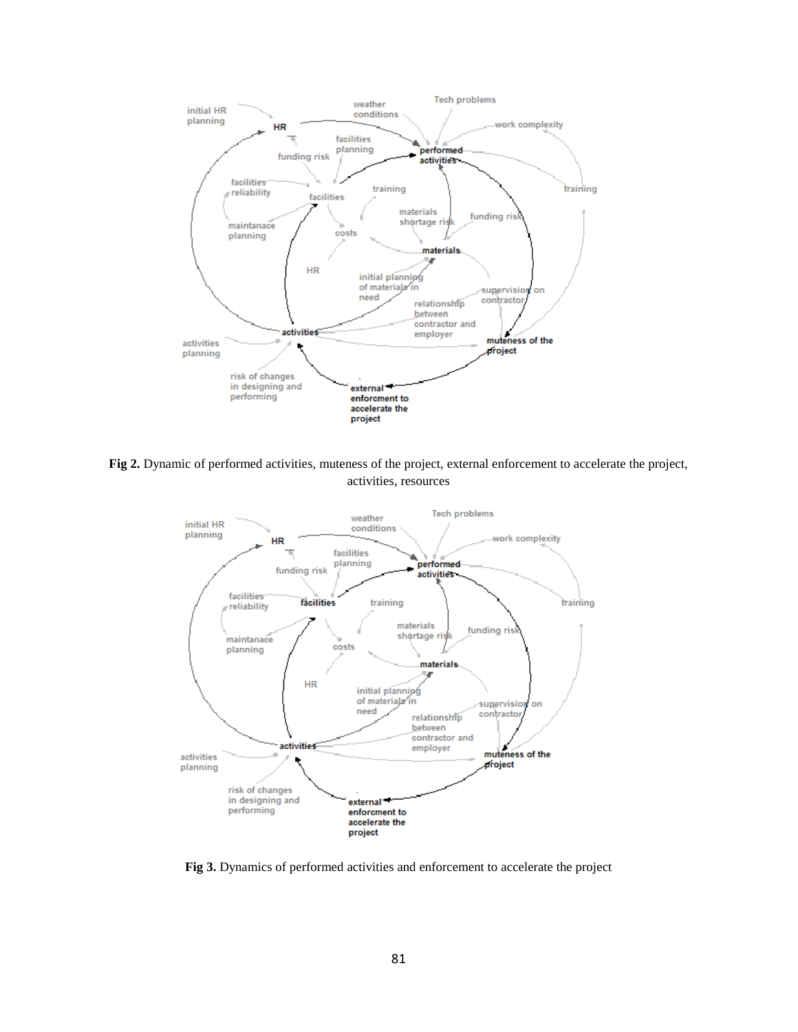**Fig 2.** Dynamic of performed activities, muteness of the project, external enforcement to accelerate the project, activities, resources

**Fig 3.** Dynamics of performed activities and enforcement to accelerate the project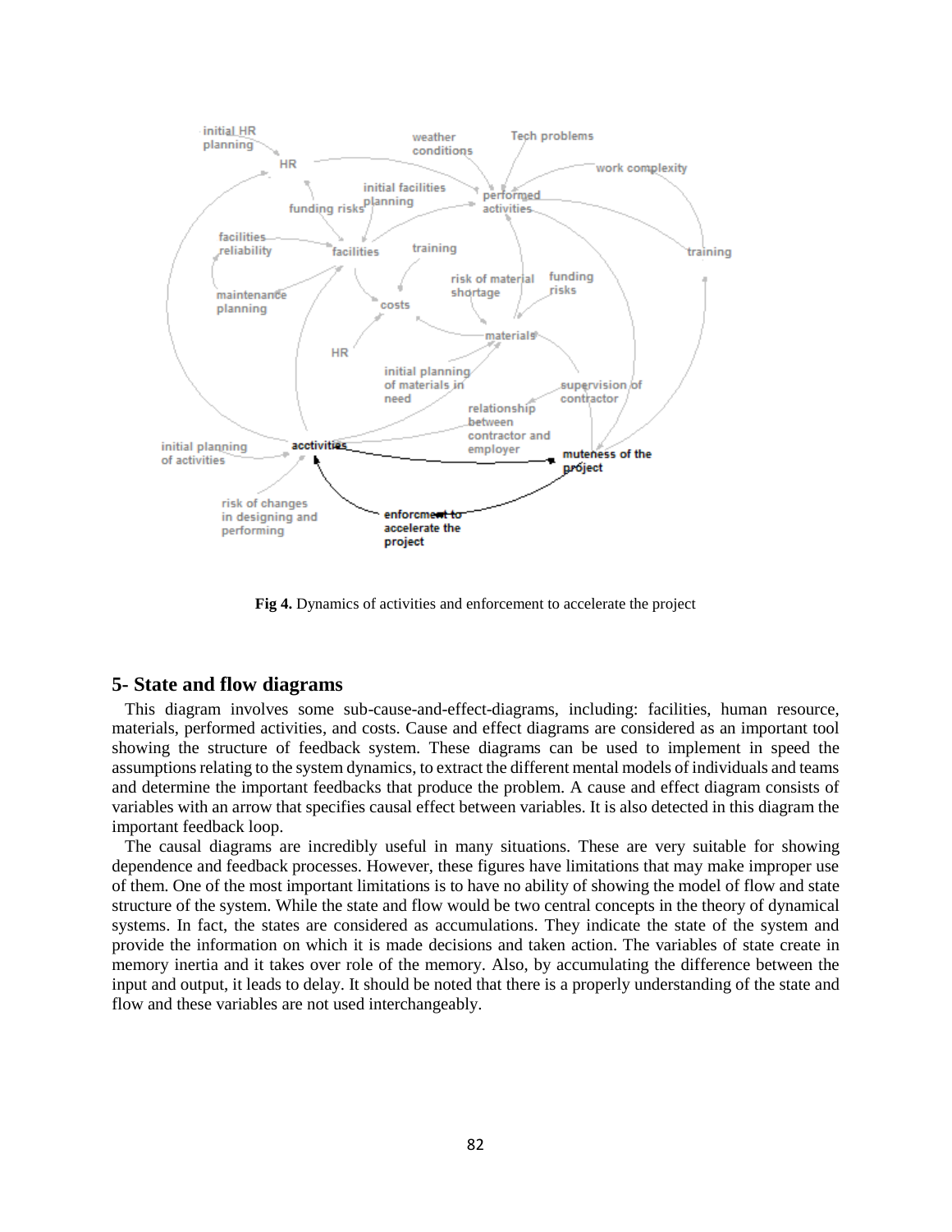**Fig 4.** Dynamics of activities and enforcement to accelerate the project

## 5- State and flow diagrams

This diagram involves some sub-cause-and-effect-diagrams, including: facilities, human resource, materials, performed activities, and costs. Cause and effect diagrams are considered as an important tool showing the structure of feedback system. These diagrams can be used to implement in speed the assumptions relating to the system dynamics, to extract the different mental models of individuals and teams and determine the important feedbacks that produce the problem. A cause and effect diagram consists of variables with an arrow that specifies causal effect between variables. It is also detected in this diagram the important feedback loop.

The causal diagrams are incredibly useful in many situations. These are very suitable for showing dependence and feedback processes. However, these figures have limitations that may make improper use of them. One of the most important limitations is to have no ability of showing the model of flow and state structure of the system. While the state and flow would be two central concepts in the theory of dynamical systems. In fact, the states are considered as accumulations. They indicate the state of the system and provide the information on which it is made decisions and taken action. The variables of state create in memory inertia and it takes over role of the memory. Also, by accumulating the difference between the input and output, it leads to delay. It should be noted that there is a properly understanding of the state and flow and these variables are not used interchangeably.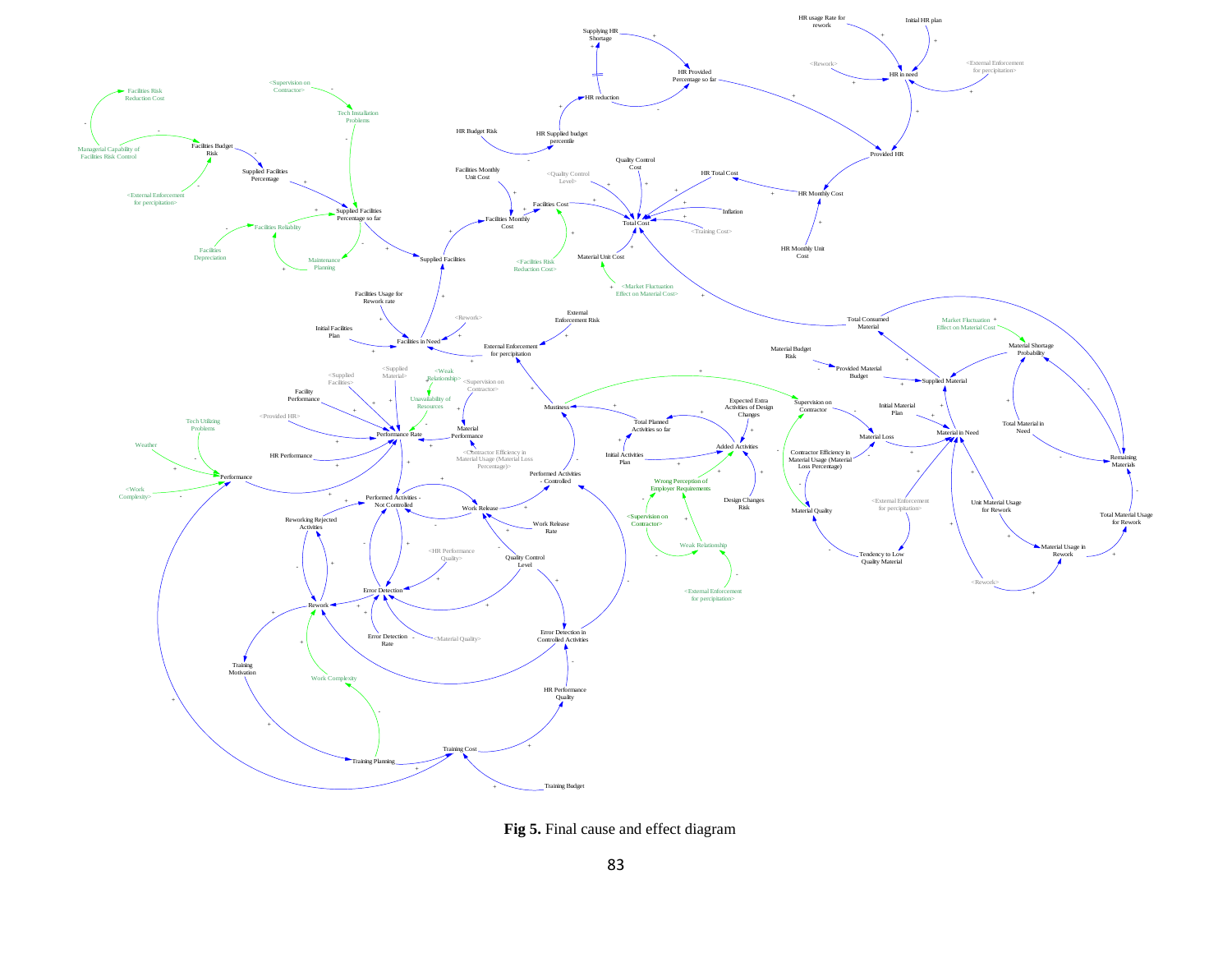**Fig 5.** Final cause and effect diagram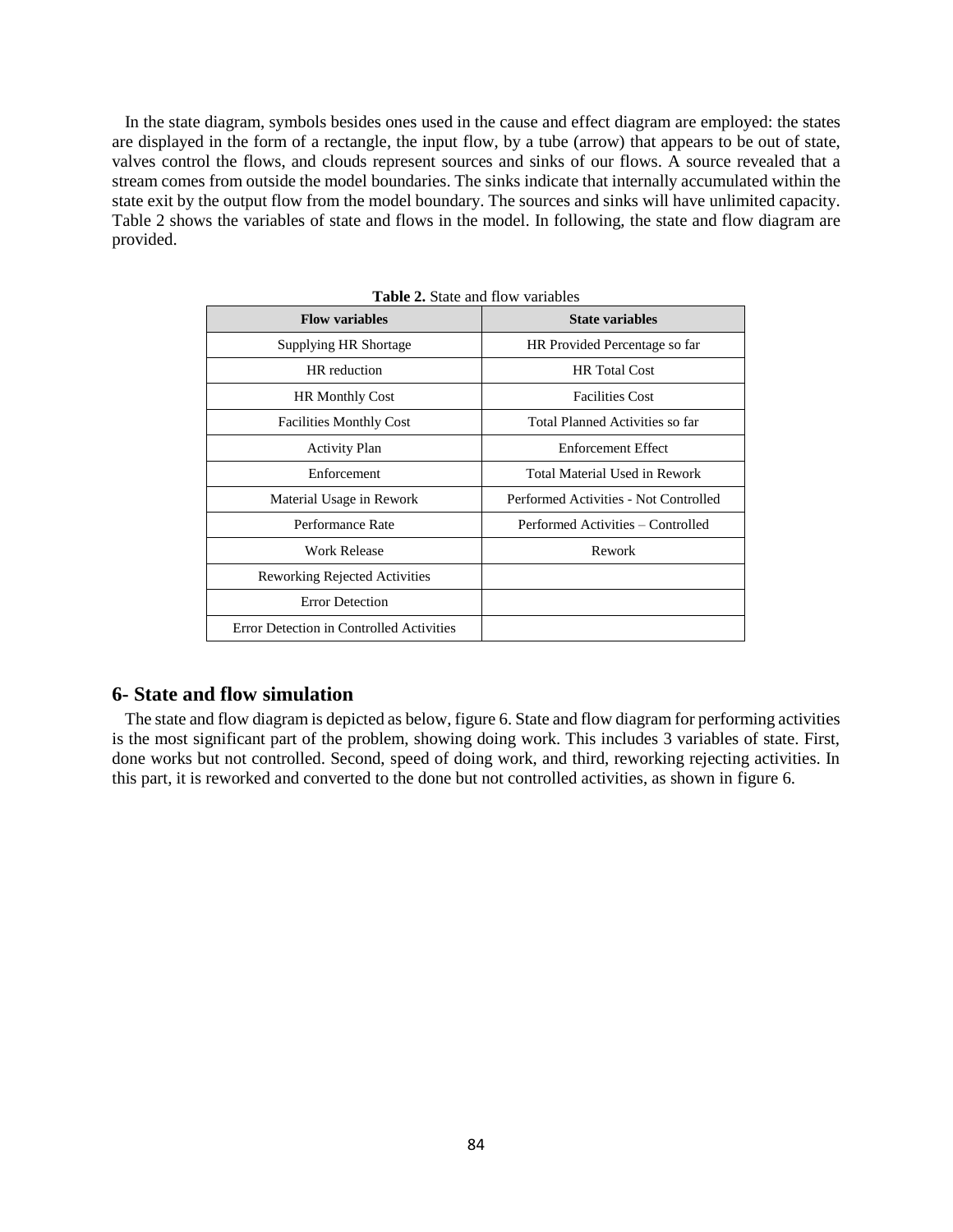In the state diagram, symbols besides ones used in the cause and effect diagram are employed: the states are displayed in the form of a rectangle, the input flow, by a tube (arrow) that appears to be out of state, valves control the flows, and clouds represent sources and sinks of our flows. A source revealed that a stream comes from outside the model boundaries. The sinks indicate that internally accumulated within the state exit by the output flow from the model boundary. The sources and sinks will have unlimited capacity. Table 2 shows the variables of state and flows in the model. In following, the state and flow diagram are provided.

**Table 2.** State and flow variables

| Flow variables | State variables |
| --- | --- |
| Supplying HR Shortage | HR Provided Percentage so far |
| HR reduction | HR Total Cost |
| HR Monthly Cost | Facilities Cost |
| Facilities Monthly Cost | Total Planned Activities so far |
| Activity Plan | Enforcement Effect |
| Enforcement | Total Material Used in Rework |
| Material Usage in Rework | Performed Activities - Not Controlled |
| Performance Rate | Performed Activities – Controlled |
| Work Release | Rework |
| Reworking Rejected Activities | |
| Error Detection | |
| Error Detection in Controlled Activities | |

## 6- State and flow simulation

The state and flow diagram is depicted as below, figure 6. State and flow diagram for performing activities is the most significant part of the problem, showing doing work. This includes 3 variables of state. First, done works but not controlled. Second, speed of doing work, and third, reworking rejecting activities. In this part, it is reworked and converted to the done but not controlled activities, as shown in figure 6.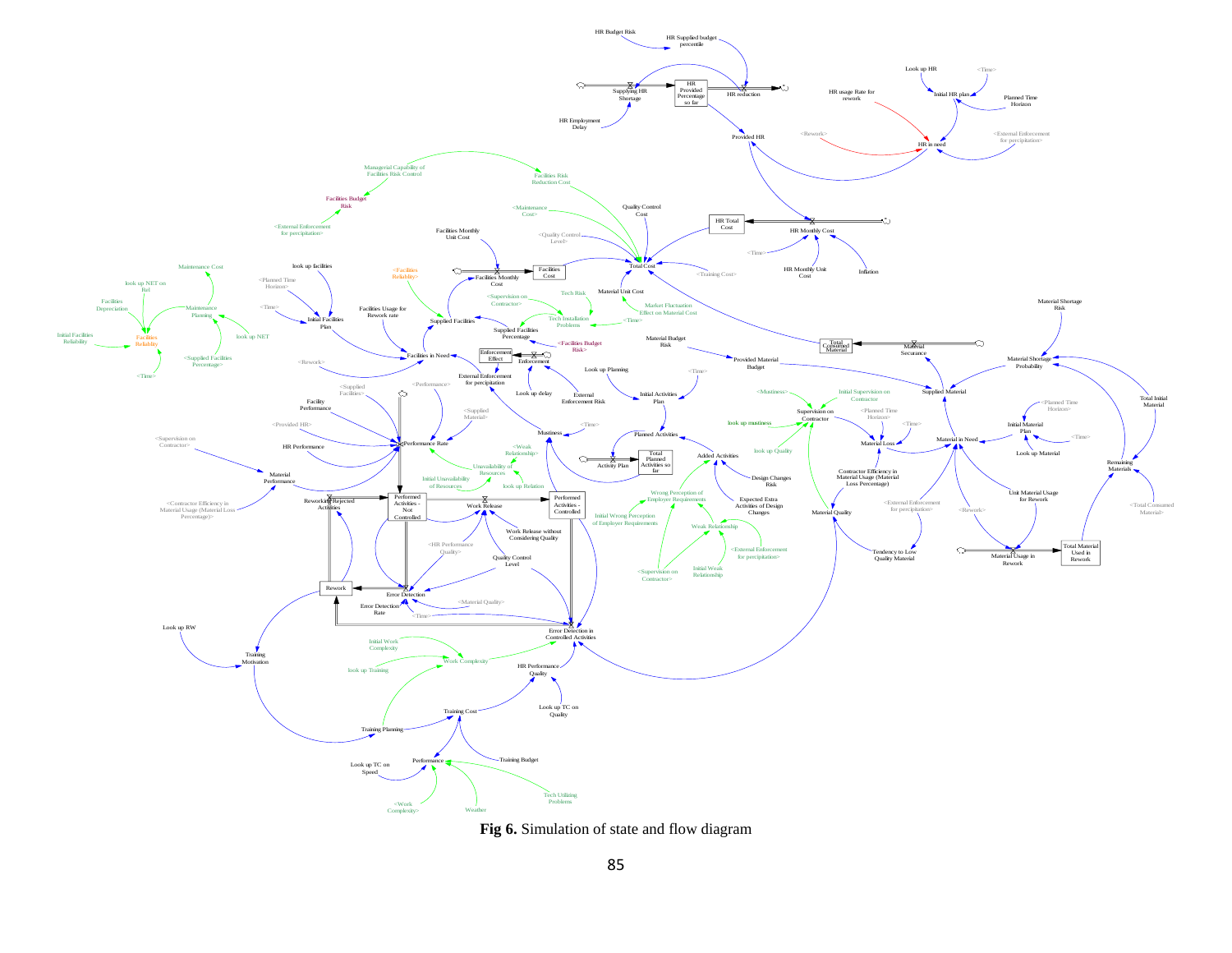**Fig 6.** Simulation of state and flow diagram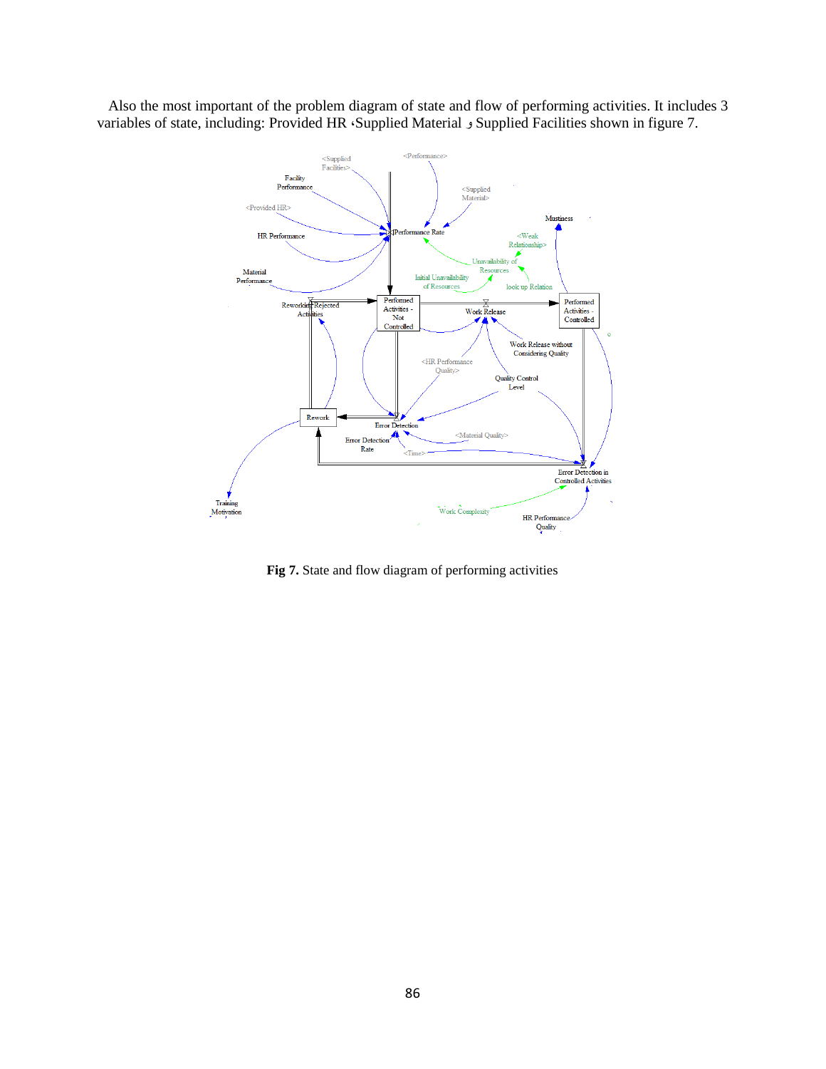Also the most important of the problem diagram of state and flow of performing activities. It includes 3 variables of state, including: Provided HR ،Supplied Material و Supplied Facilities shown in figure 7.

**Fig 7.** State and flow diagram of performing activities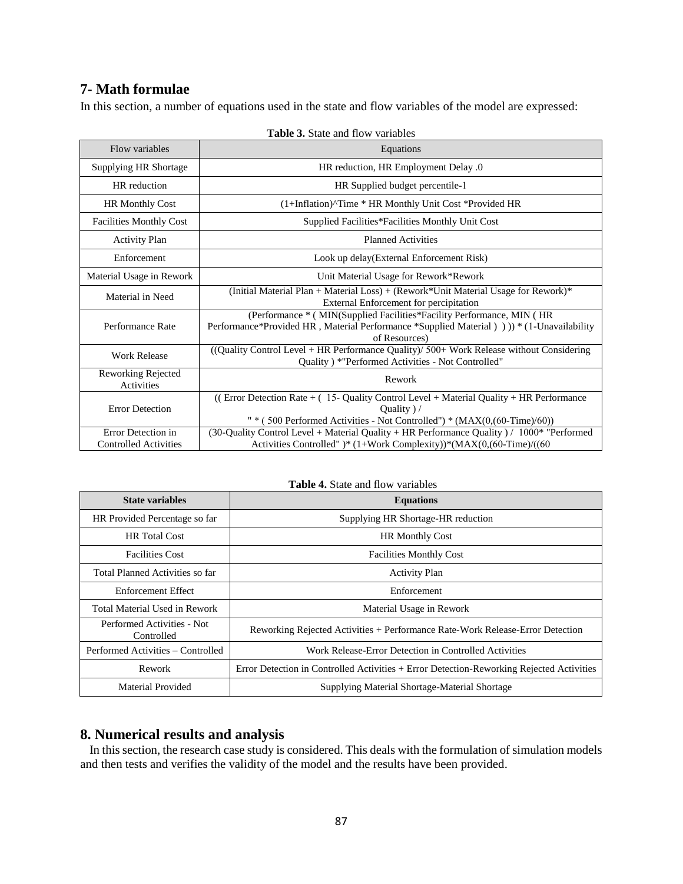## 7- Math formulae

In this section, a number of equations used in the state and flow variables of the model are expressed:

**Table 3.** State and flow variables

| Flow variables | Equations |
|---|---|
| Supplying HR Shortage | HR reduction, HR Employment Delay .0 |
| HR reduction | HR Supplied budget percentile-1 |
| HR Monthly Cost | (1+Inflation)^Time * HR Monthly Unit Cost *Provided HR |
| Facilities Monthly Cost | Supplied Facilities*Facilities Monthly Unit Cost |
| Activity Plan | Planned Activities |
| Enforcement | Look up delay(External Enforcement Risk) |
| Material Usage in Rework | Unit Material Usage for Rework*Rework |
| Material in Need | (Initial Material Plan + Material Loss) + (Rework*Unit Material Usage for Rework)* External Enforcement for percipitation |
| Performance Rate | (Performance * ( MIN(Supplied Facilities*Facility Performance, MIN ( HR Performance*Provided HR , Material Performance *Supplied Material ) ) )) * (1-Unavailability of Resources) |
| Work Release | ((Quality Control Level + HR Performance Quality)/ 500+ Work Release without Considering Quality ) *"Performed Activities - Not Controlled" |
| Reworking Rejected Activities | Rework |
| Error Detection | (( Error Detection Rate + ( 15- Quality Control Level + Material Quality + HR Performance Quality ) / " * ( 500 Performed Activities - Not Controlled") * (MAX(0,(60-Time)/60)) |
| Error Detection in Controlled Activities | (30-Quality Control Level + Material Quality + HR Performance Quality ) / 1000* "Performed Activities Controlled" )* (1+Work Complexity))*(MAX(0,(60-Time)/((60 |

**Table 4.** State and flow variables

| State variables | Equations |
|---|---|
| HR Provided Percentage so far | Supplying HR Shortage-HR reduction |
| HR Total Cost | HR Monthly Cost |
| Facilities Cost | Facilities Monthly Cost |
| Total Planned Activities so far | Activity Plan |
| Enforcement Effect | Enforcement |
| Total Material Used in Rework | Material Usage in Rework |
| Performed Activities - Not Controlled | Reworking Rejected Activities + Performance Rate-Work Release-Error Detection |
| Performed Activities – Controlled | Work Release-Error Detection in Controlled Activities |
| Rework | Error Detection in Controlled Activities + Error Detection-Reworking Rejected Activities |
| Material Provided | Supplying Material Shortage-Material Shortage |

## 8. Numerical results and analysis

In this section, the research case study is considered. This deals with the formulation of simulation models and then tests and verifies the validity of the model and the results have been provided.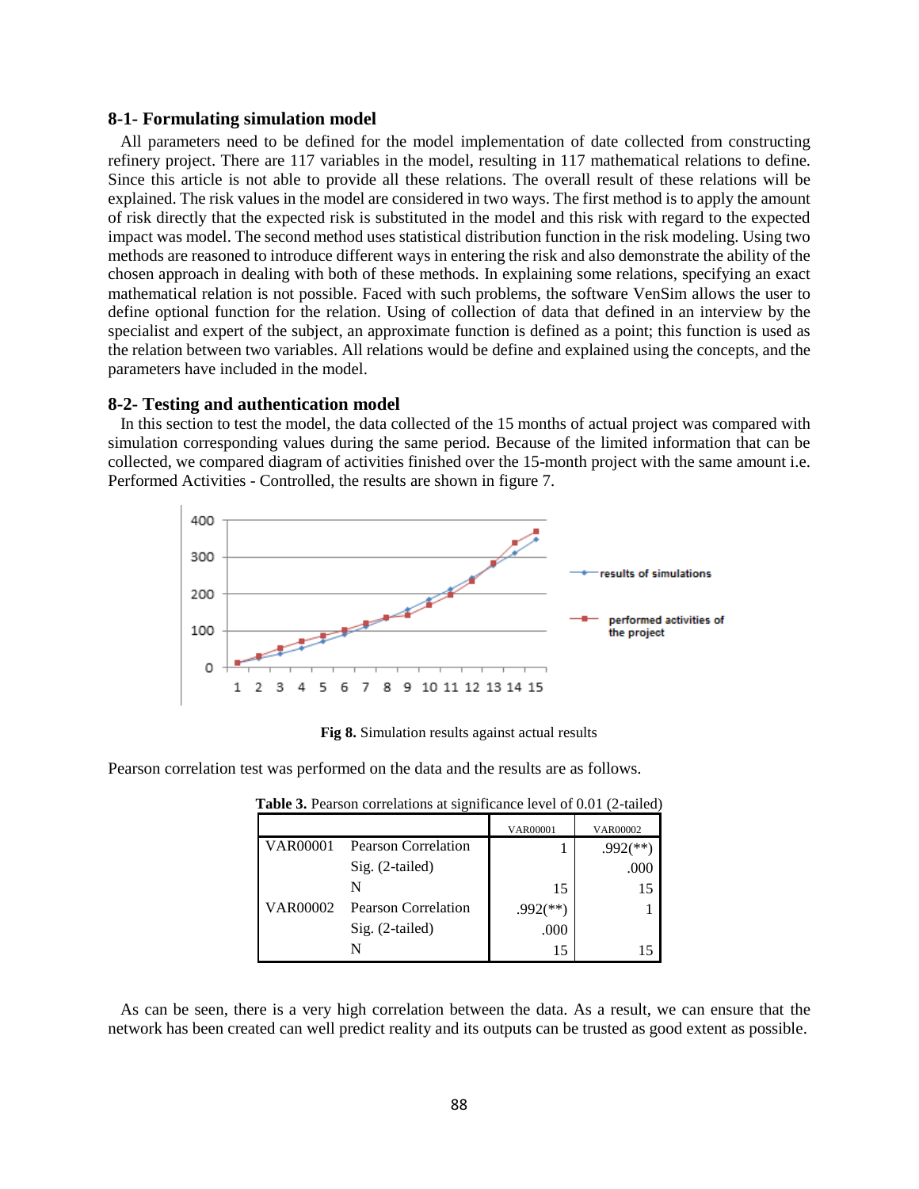### 8-1- Formulating simulation model

All parameters need to be defined for the model implementation of date collected from constructing refinery project. There are 117 variables in the model, resulting in 117 mathematical relations to define. Since this article is not able to provide all these relations. The overall result of these relations will be explained. The risk values in the model are considered in two ways. The first method is to apply the amount of risk directly that the expected risk is substituted in the model and this risk with regard to the expected impact was model. The second method uses statistical distribution function in the risk modeling. Using two methods are reasoned to introduce different ways in entering the risk and also demonstrate the ability of the chosen approach in dealing with both of these methods. In explaining some relations, specifying an exact mathematical relation is not possible. Faced with such problems, the software VenSim allows the user to define optional function for the relation. Using of collection of data that defined in an interview by the specialist and expert of the subject, an approximate function is defined as a point; this function is used as the relation between two variables. All relations would be define and explained using the concepts, and the parameters have included in the model.

### 8-2- Testing and authentication model

In this section to test the model, the data collected of the 15 months of actual project was compared with simulation corresponding values during the same period. Because of the limited information that can be collected, we compared diagram of activities finished over the 15-month project with the same amount i.e. Performed Activities - Controlled, the results are shown in figure 7.

**Fig 8.** Simulation results against actual results

Pearson correlation test was performed on the data and the results are as follows.

**Table 3.** Pearson correlations at significance level of 0.01 (2-tailed)

| | | VAR00001 | VAR00002 |
|---|---|---|---|
| VAR00001 | Pearson Correlation | 1 | .992(**) |
| | Sig. (2-tailed) | | .000 |
| | N | 15 | 15 |
| VAR00002 | Pearson Correlation | .992(**) | 1 |
| | Sig. (2-tailed) | .000 | |
| | N | 15 | 15 |

As can be seen, there is a very high correlation between the data. As a result, we can ensure that the network has been created can well predict reality and its outputs can be trusted as good extent as possible.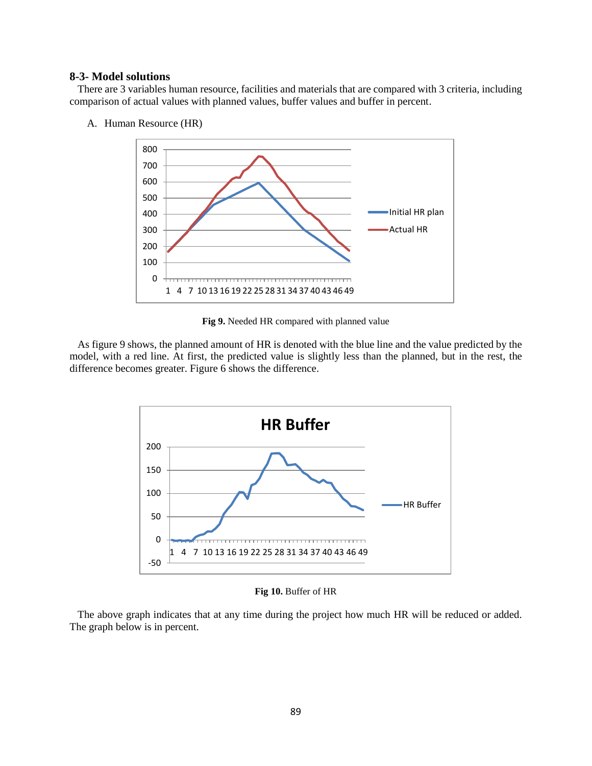### 8-3- Model solutions

There are 3 variables human resource, facilities and materials that are compared with 3 criteria, including comparison of actual values with planned values, buffer values and buffer in percent.

A. Human Resource (HR)

**Fig 9.** Needed HR compared with planned value

As figure 9 shows, the planned amount of HR is denoted with the blue line and the value predicted by the model, with a red line. At first, the predicted value is slightly less than the planned, but in the rest, the difference becomes greater. Figure 6 shows the difference.

**Fig 10.** Buffer of HR

The above graph indicates that at any time during the project how much HR will be reduced or added. The graph below is in percent.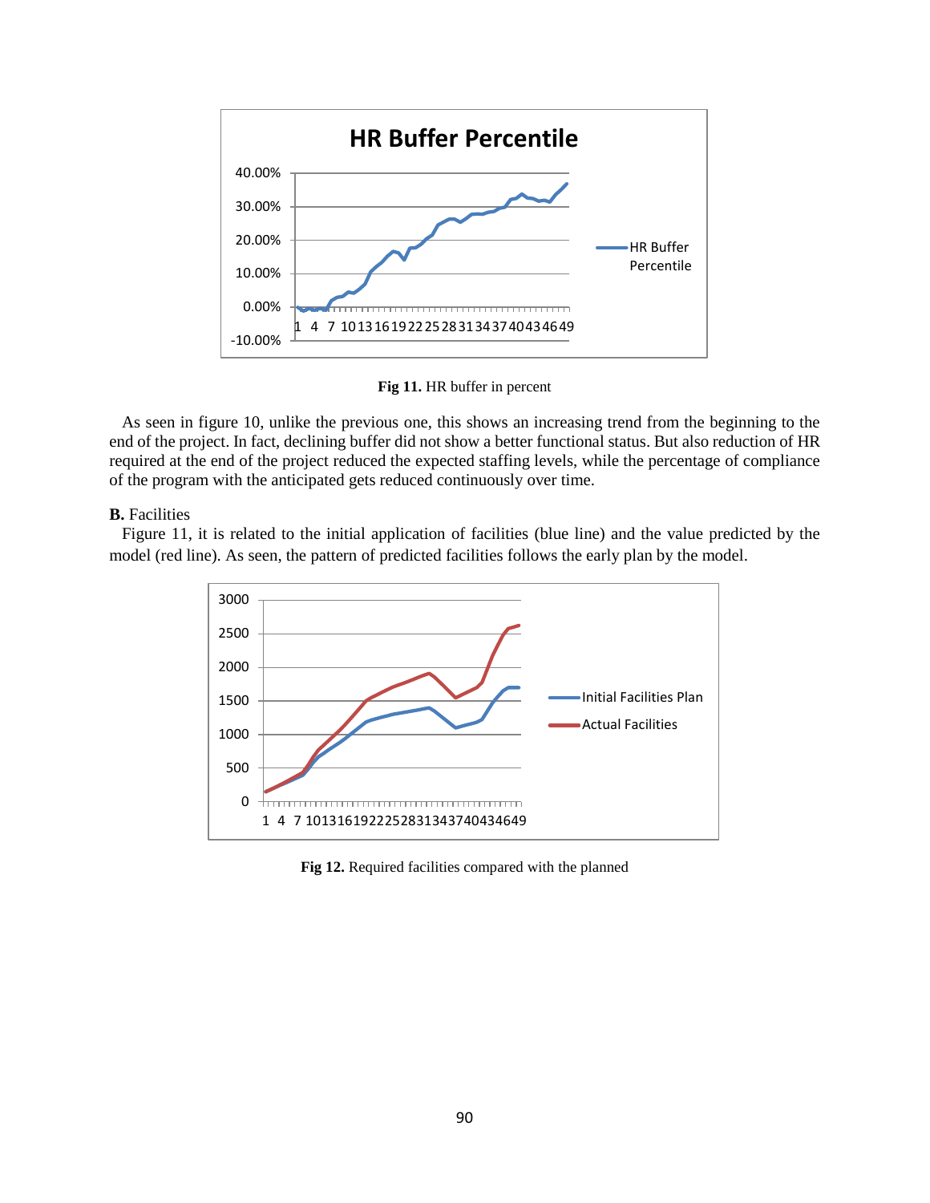**Fig 11.** HR buffer in percent

As seen in figure 10, unlike the previous one, this shows an increasing trend from the beginning to the end of the project. In fact, declining buffer did not show a better functional status. But also reduction of HR required at the end of the project reduced the expected staffing levels, while the percentage of compliance of the program with the anticipated gets reduced continuously over time.

**B.** Facilities

Figure 11, it is related to the initial application of facilities (blue line) and the value predicted by the model (red line). As seen, the pattern of predicted facilities follows the early plan by the model.

**Fig 12.** Required facilities compared with the planned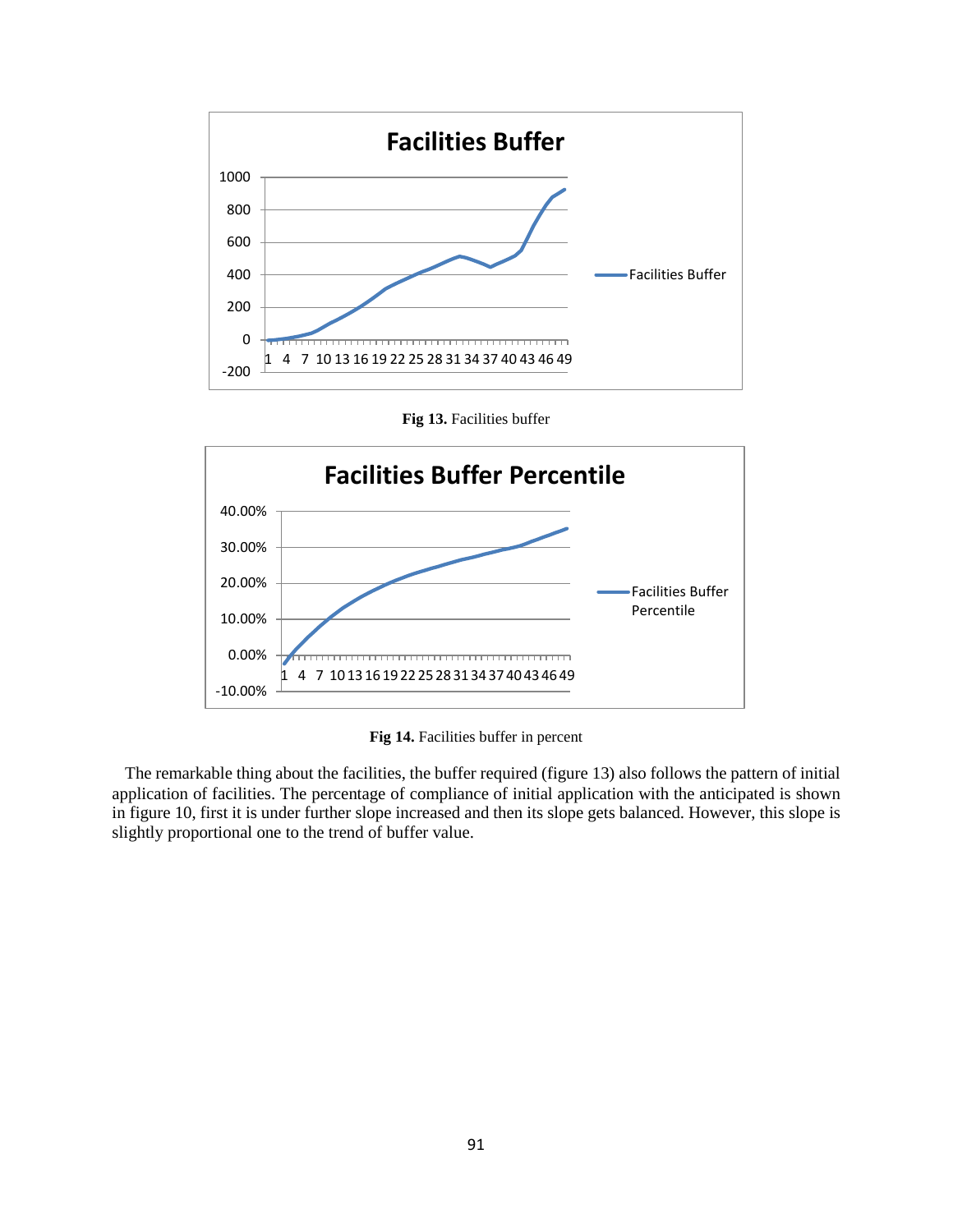Fig 13. Facilities buffer

Fig 14. Facilities buffer in percent

The remarkable thing about the facilities, the buffer required (figure 13) also follows the pattern of initial application of facilities. The percentage of compliance of initial application with the anticipated is shown in figure 10, first it is under further slope increased and then its slope gets balanced. However, this slope is slightly proportional one to the trend of buffer value.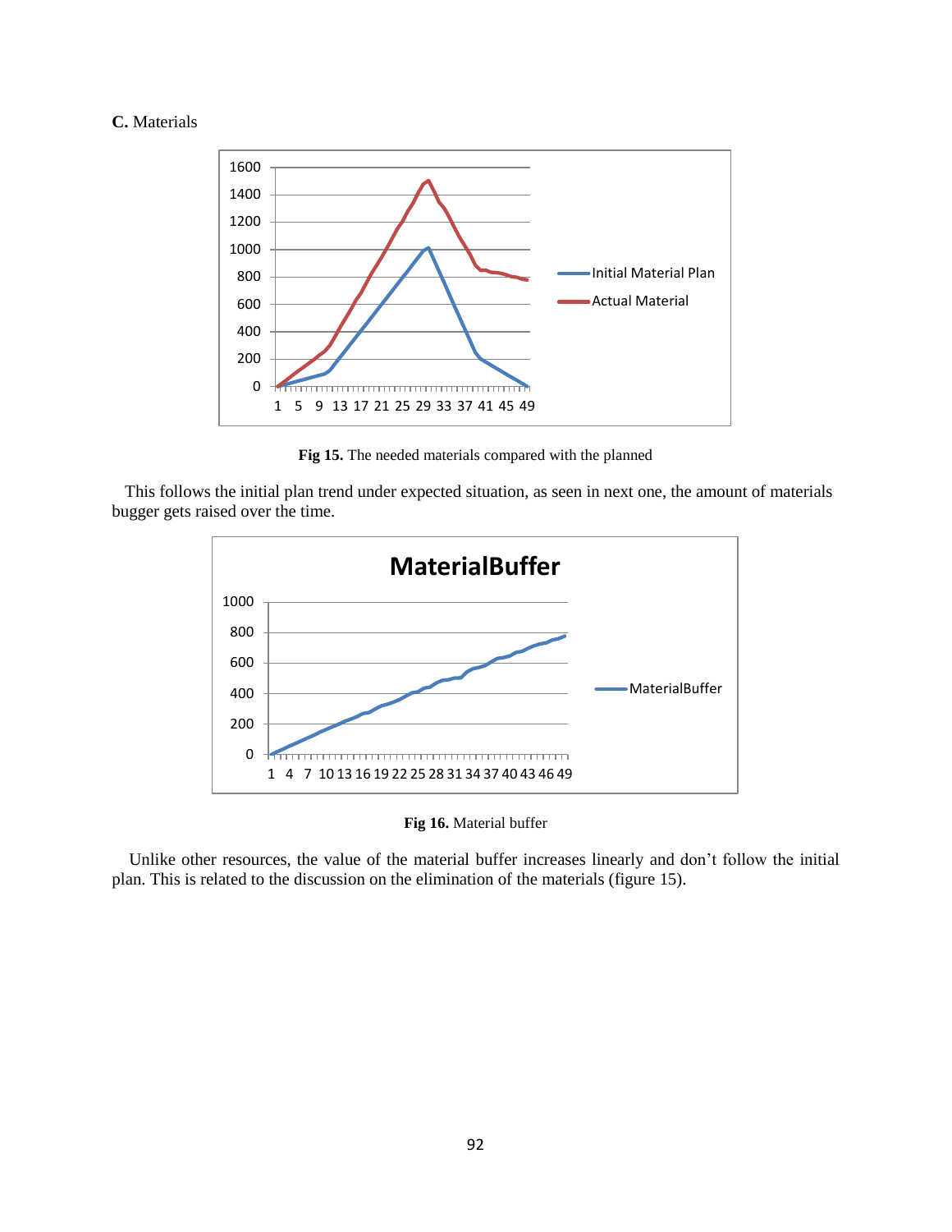**C.** Materials

Fig 15. The needed materials compared with the planned

This follows the initial plan trend under expected situation, as seen in next one, the amount of materials bugger gets raised over the time.

Fig 16. Material buffer

Unlike other resources, the value of the material buffer increases linearly and don't follow the initial plan. This is related to the discussion on the elimination of the materials (figure 15).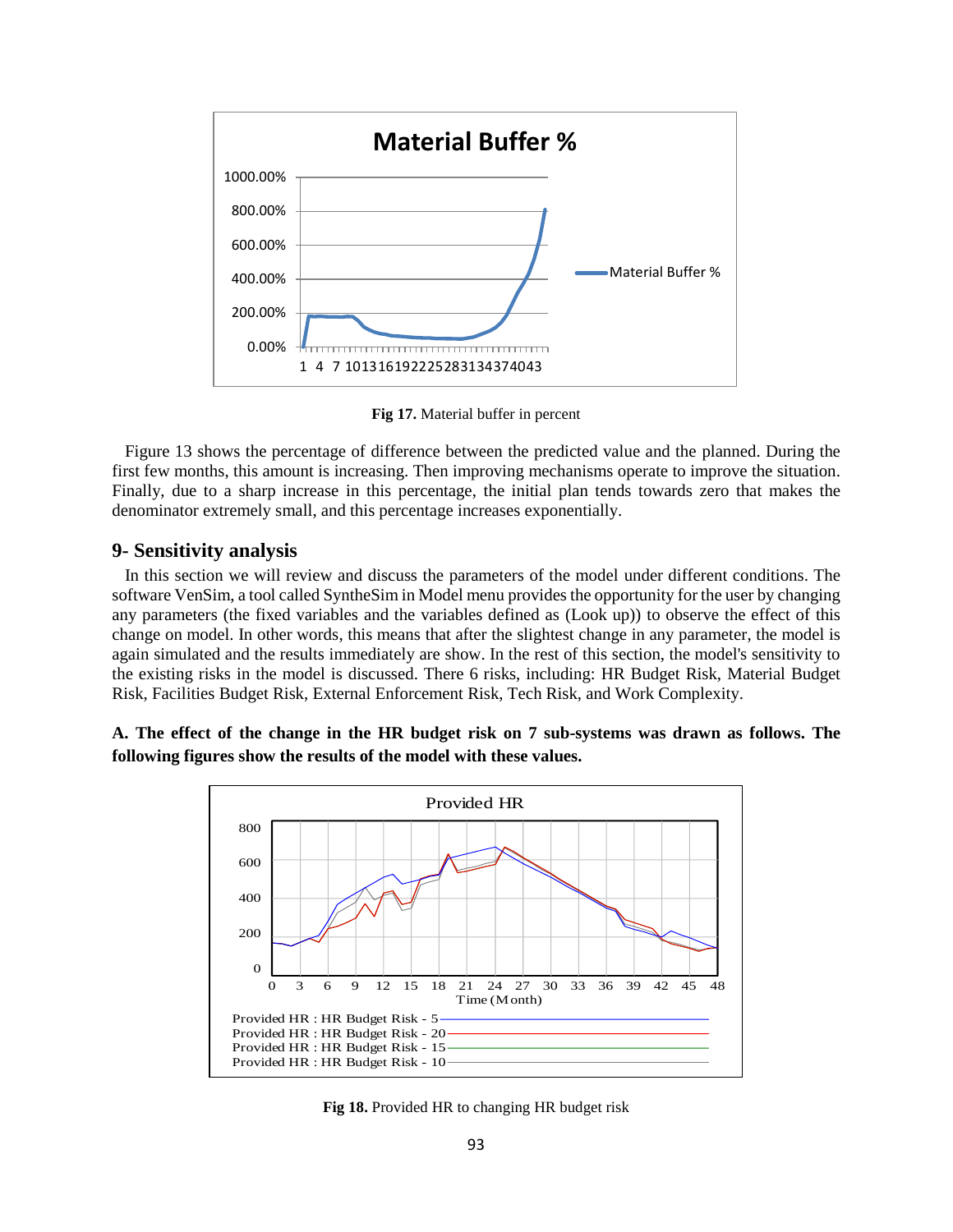Fig 17. Material buffer in percent

Figure 13 shows the percentage of difference between the predicted value and the planned. During the first few months, this amount is increasing. Then improving mechanisms operate to improve the situation. Finally, due to a sharp increase in this percentage, the initial plan tends towards zero that makes the denominator extremely small, and this percentage increases exponentially.

## 9- Sensitivity analysis

In this section we will review and discuss the parameters of the model under different conditions. The software VenSim, a tool called SyntheSim in Model menu provides the opportunity for the user by changing any parameters (the fixed variables and the variables defined as (Look up)) to observe the effect of this change on model. In other words, this means that after the slightest change in any parameter, the model is again simulated and the results immediately are show. In the rest of this section, the model's sensitivity to the existing risks in the model is discussed. There 6 risks, including: HR Budget Risk, Material Budget Risk, Facilities Budget Risk, External Enforcement Risk, Tech Risk, and Work Complexity.

**A. The effect of the change in the HR budget risk on 7 sub-systems was drawn as follows. The following figures show the results of the model with these values.**

Fig 18. Provided HR to changing HR budget risk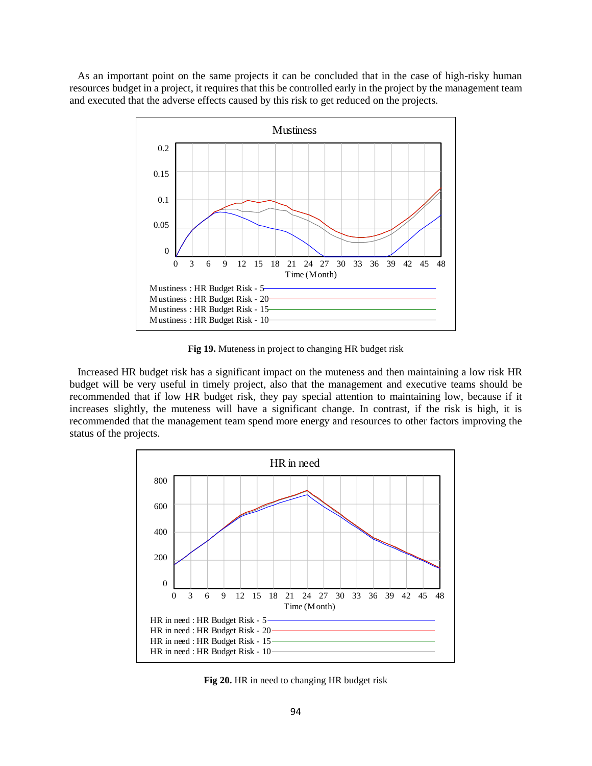As an important point on the same projects it can be concluded that in the case of high-risky human resources budget in a project, it requires that this be controlled early in the project by the management team and executed that the adverse effects caused by this risk to get reduced on the projects.

**Fig 19.** Muteness in project to changing HR budget risk

Increased HR budget risk has a significant impact on the muteness and then maintaining a low risk HR budget will be very useful in timely project, also that the management and executive teams should be recommended that if low HR budget risk, they pay special attention to maintaining low, because if it increases slightly, the muteness will have a significant change. In contrast, if the risk is high, it is recommended that the management team spend more energy and resources to other factors improving the status of the projects.

**Fig 20.** HR in need to changing HR budget risk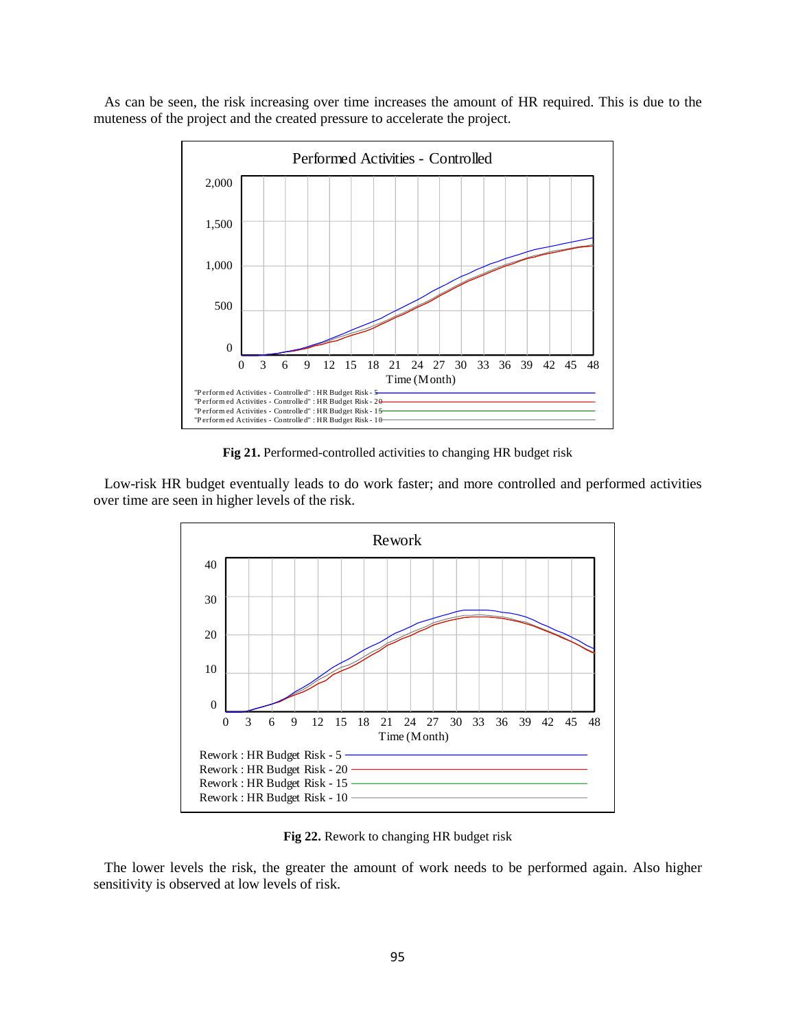As can be seen, the risk increasing over time increases the amount of HR required. This is due to the muteness of the project and the created pressure to accelerate the project.

**Fig 21.** Performed-controlled activities to changing HR budget risk

Low-risk HR budget eventually leads to do work faster; and more controlled and performed activities over time are seen in higher levels of the risk.

**Fig 22.** Rework to changing HR budget risk

The lower levels the risk, the greater the amount of work needs to be performed again. Also higher sensitivity is observed at low levels of risk.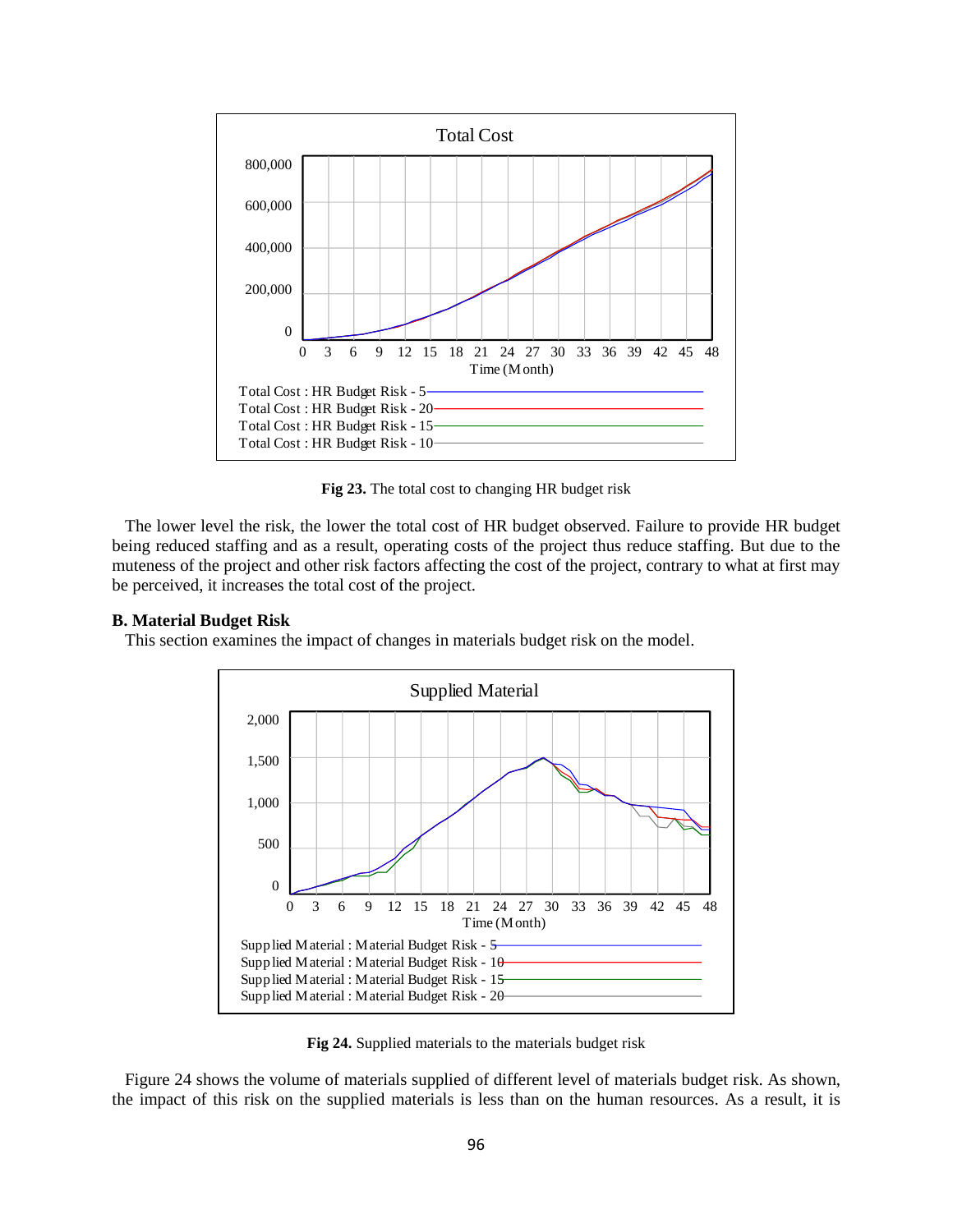**Fig 23.** The total cost to changing HR budget risk

The lower level the risk, the lower the total cost of HR budget observed. Failure to provide HR budget being reduced staffing and as a result, operating costs of the project thus reduce staffing. But due to the muteness of the project and other risk factors affecting the cost of the project, contrary to what at first may be perceived, it increases the total cost of the project.

**B. Material Budget Risk**

This section examines the impact of changes in materials budget risk on the model.

**Fig 24.** Supplied materials to the materials budget risk

Figure 24 shows the volume of materials supplied of different level of materials budget risk. As shown, the impact of this risk on the supplied materials is less than on the human resources. As a result, it is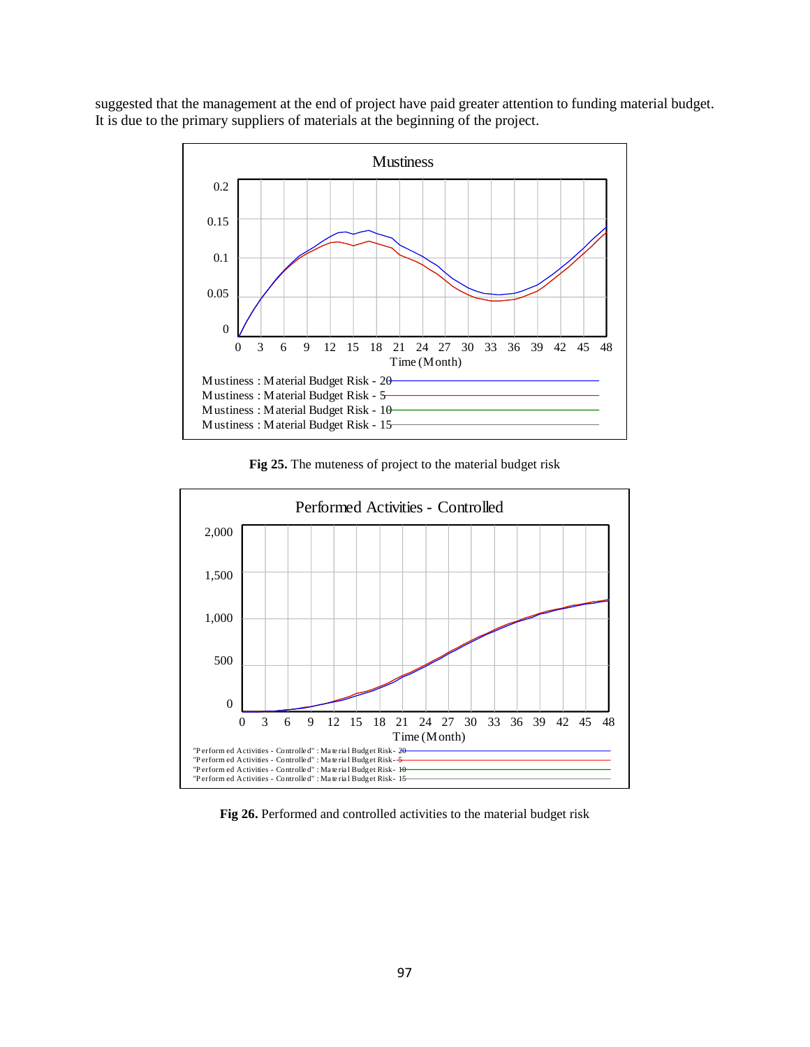suggested that the management at the end of project have paid greater attention to funding material budget. It is due to the primary suppliers of materials at the beginning of the project.

**Fig 25.** The muteness of project to the material budget risk

**Fig 26.** Performed and controlled activities to the material budget risk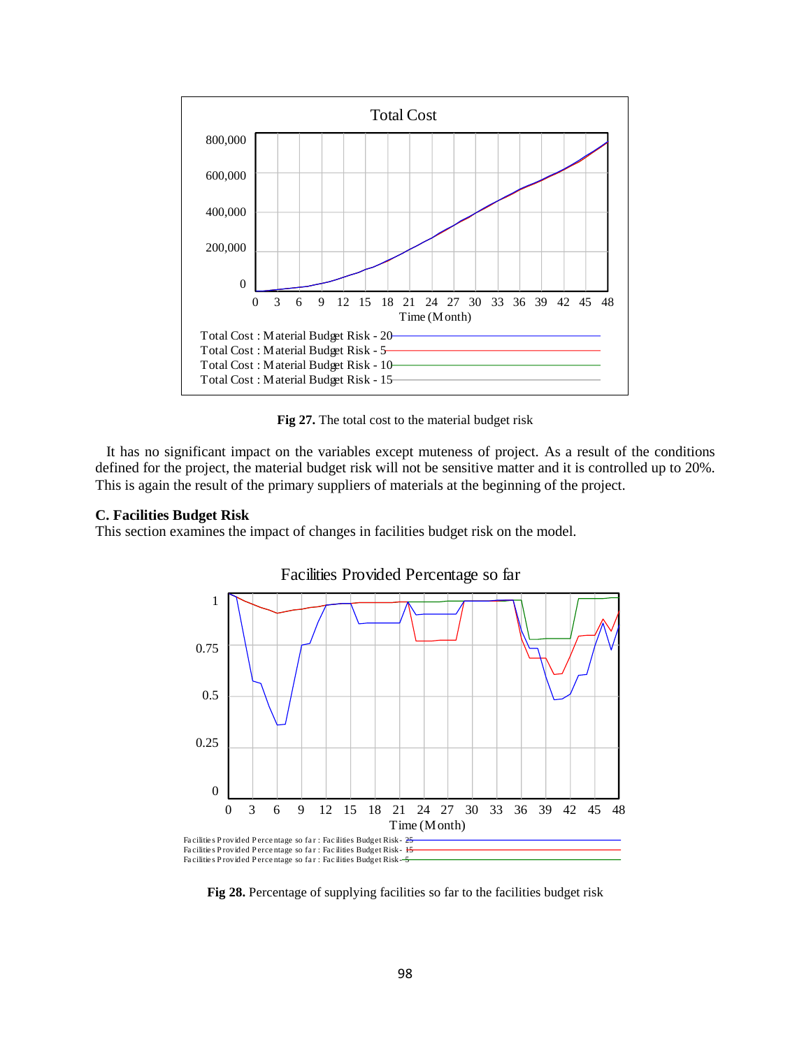Fig 27. The total cost to the material budget risk

It has no significant impact on the variables except muteness of project. As a result of the conditions defined for the project, the material budget risk will not be sensitive matter and it is controlled up to 20%. This is again the result of the primary suppliers of materials at the beginning of the project.

**C. Facilities Budget Risk**

This section examines the impact of changes in facilities budget risk on the model.

**Fig 28.** Percentage of supplying facilities so far to the facilities budget risk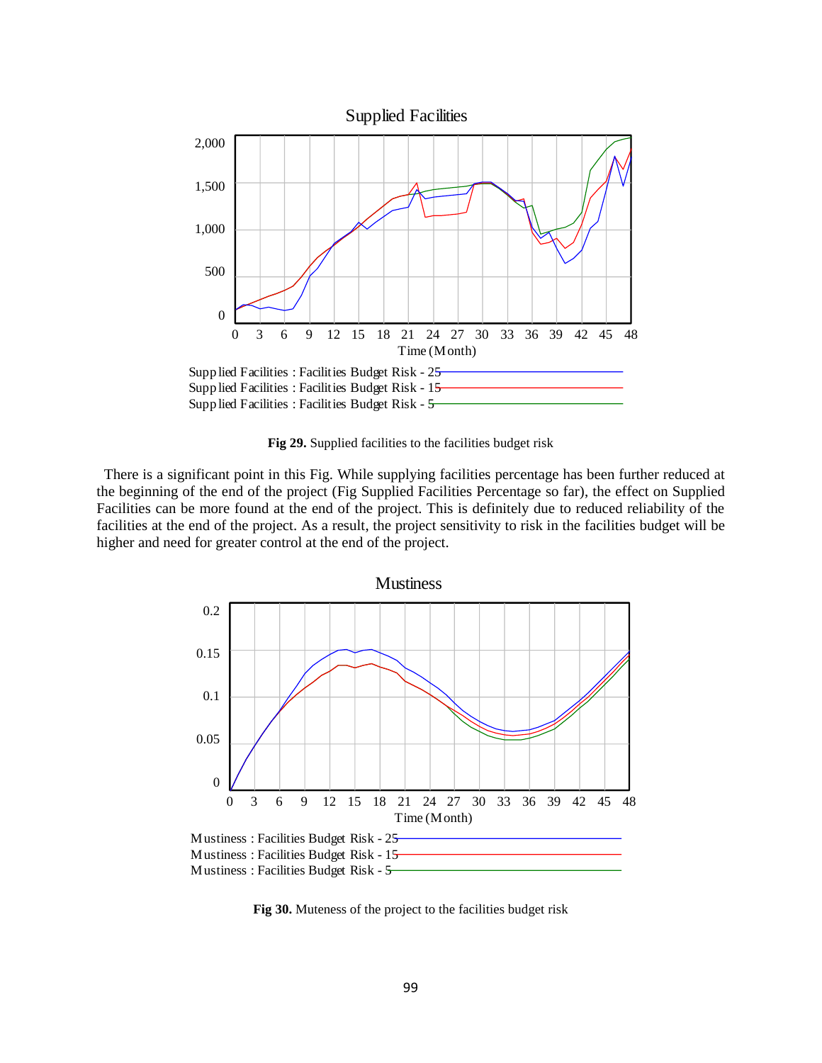**Fig 29.** Supplied facilities to the facilities budget risk

There is a significant point in this Fig. While supplying facilities percentage has been further reduced at the beginning of the end of the project (Fig Supplied Facilities Percentage so far), the effect on Supplied Facilities can be more found at the end of the project. This is definitely due to reduced reliability of the facilities at the end of the project. As a result, the project sensitivity to risk in the facilities budget will be higher and need for greater control at the end of the project.

**Fig 30.** Muteness of the project to the facilities budget risk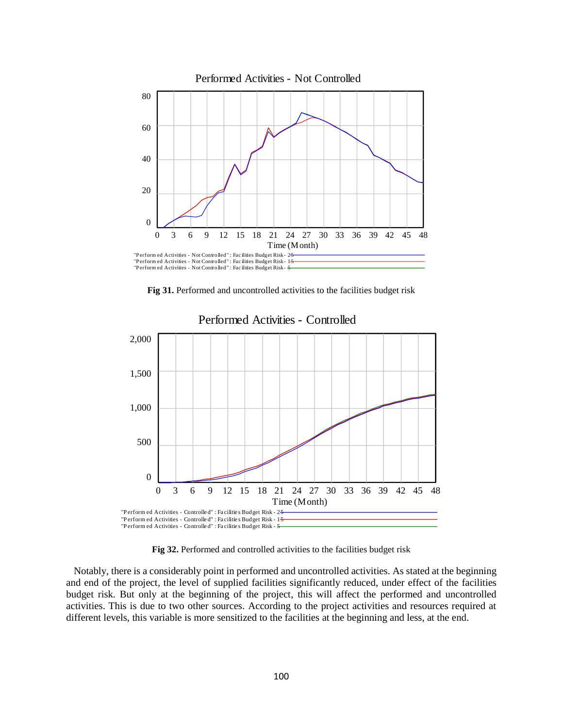Fig 31. Performed and uncontrolled activities to the facilities budget risk

Fig 32. Performed and controlled activities to the facilities budget risk

Notably, there is a considerably point in performed and uncontrolled activities. As stated at the beginning and end of the project, the level of supplied facilities significantly reduced, under effect of the facilities budget risk. But only at the beginning of the project, this will affect the performed and uncontrolled activities. This is due to two other sources. According to the project activities and resources required at different levels, this variable is more sensitized to the facilities at the beginning and less, at the end.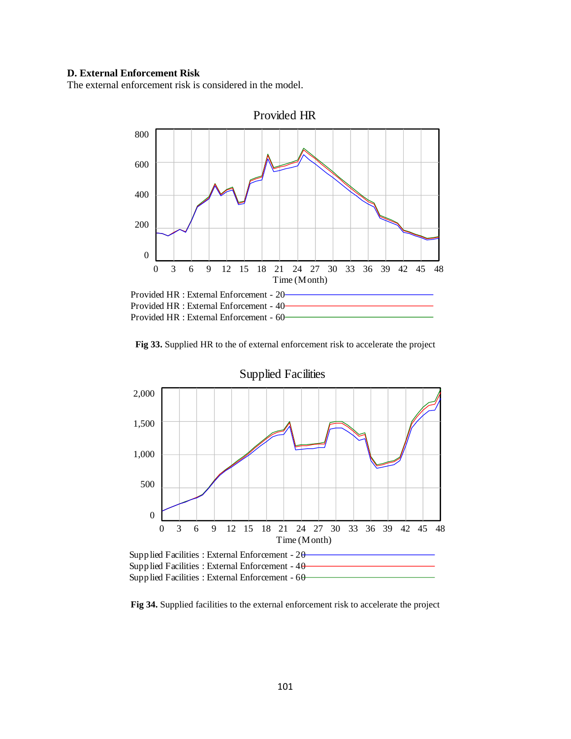### D. External Enforcement Risk

The external enforcement risk is considered in the model.

Fig 33. Supplied HR to the of external enforcement risk to accelerate the project

Fig 34. Supplied facilities to the external enforcement risk to accelerate the project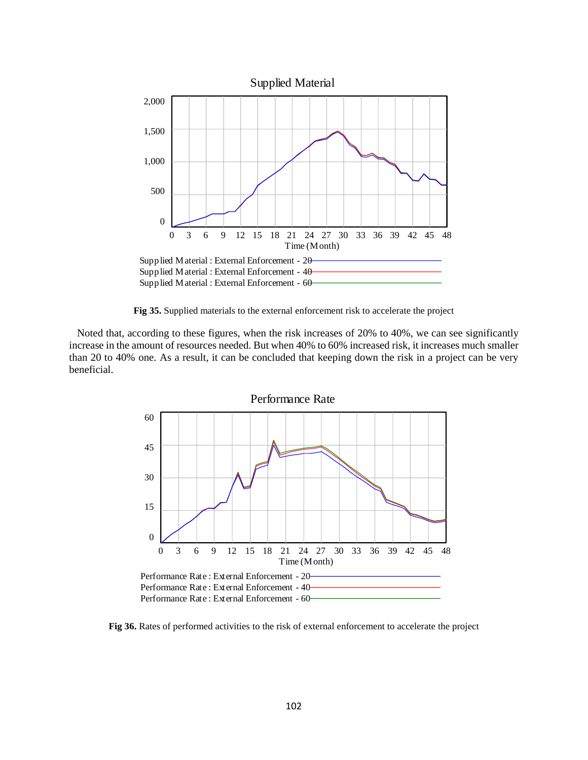**Fig 35.** Supplied materials to the external enforcement risk to accelerate the project

Noted that, according to these figures, when the risk increases of 20% to 40%, we can see significantly increase in the amount of resources needed. But when 40% to 60% increased risk, it increases much smaller than 20 to 40% one. As a result, it can be concluded that keeping down the risk in a project can be very beneficial.

**Fig 36.** Rates of performed activities to the risk of external enforcement to accelerate the project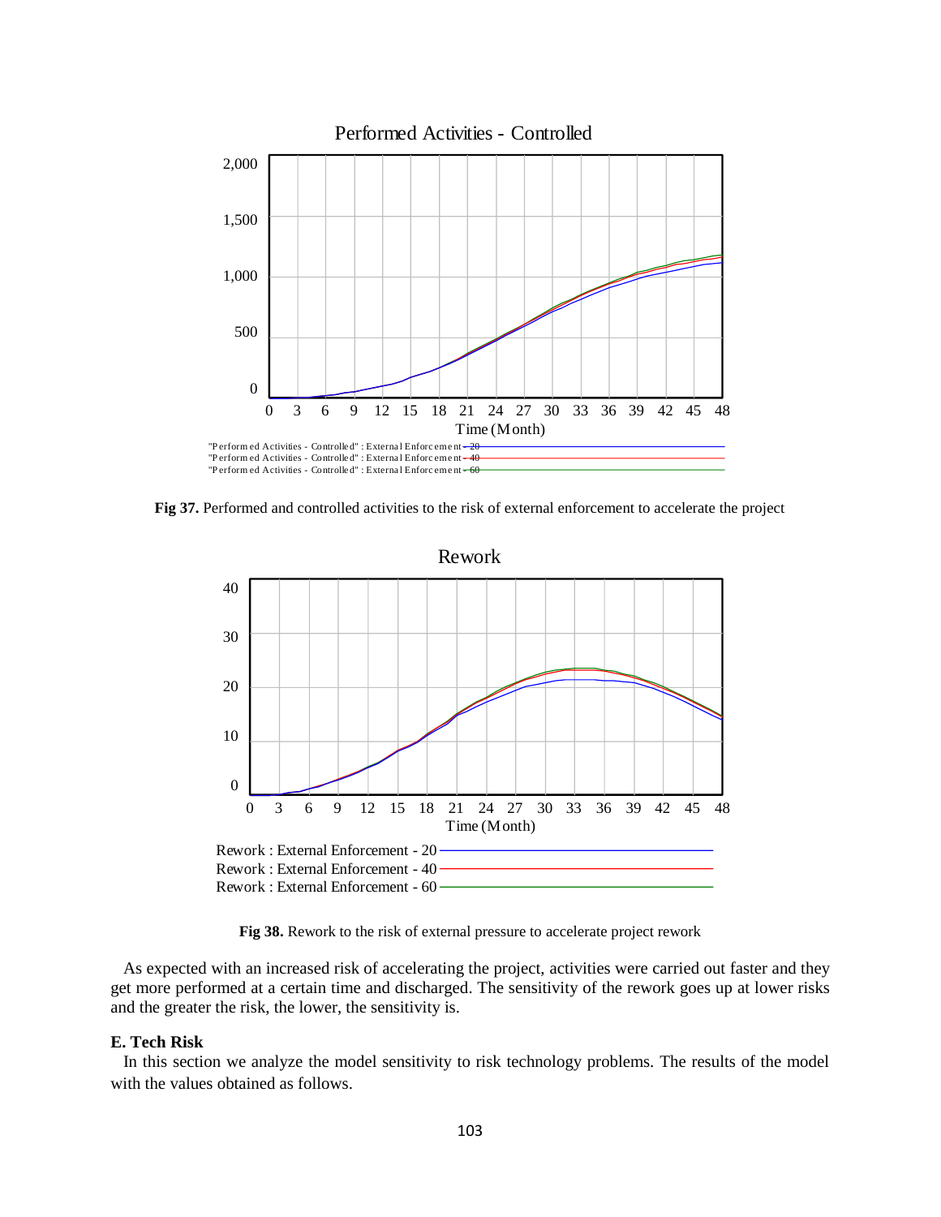**Fig 37.** Performed and controlled activities to the risk of external enforcement to accelerate the project

**Fig 38.** Rework to the risk of external pressure to accelerate project rework

As expected with an increased risk of accelerating the project, activities were carried out faster and they get more performed at a certain time and discharged. The sensitivity of the rework goes up at lower risks and the greater the risk, the lower, the sensitivity is.

### E. Tech Risk

In this section we analyze the model sensitivity to risk technology problems. The results of the model with the values obtained as follows.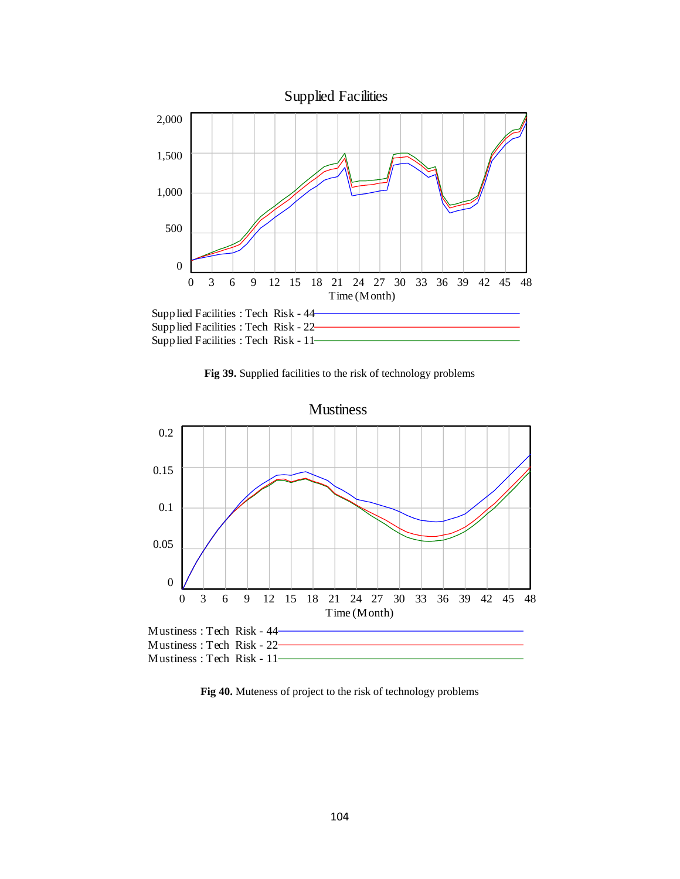**Fig 39.** Supplied facilities to the risk of technology problems

**Fig 40.** Muteness of project to the risk of technology problems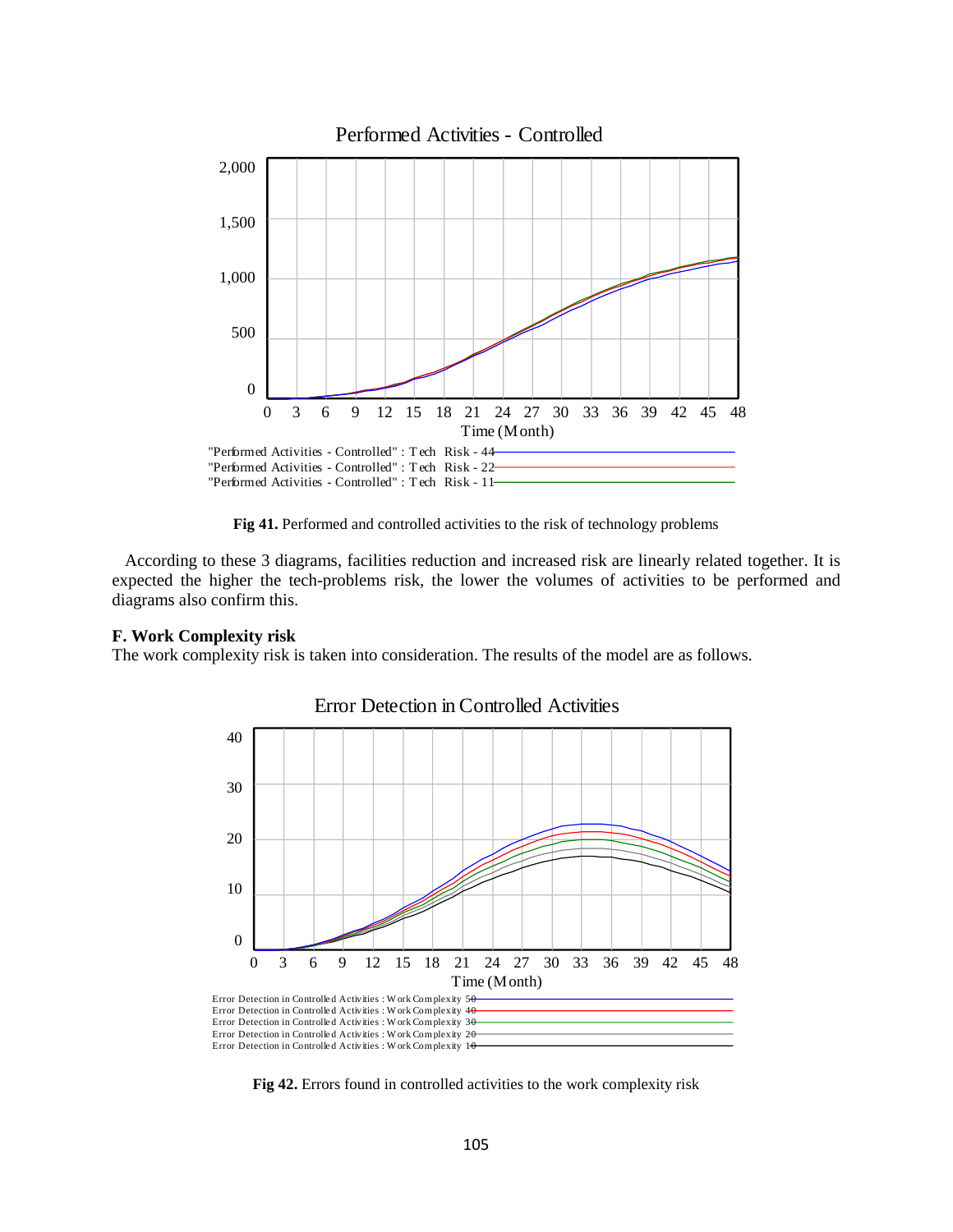Fig 41. Performed and controlled activities to the risk of technology problems

According to these 3 diagrams, facilities reduction and increased risk are linearly related together. It is expected the higher the tech-problems risk, the lower the volumes of activities to be performed and diagrams also confirm this.

### F. Work Complexity risk

The work complexity risk is taken into consideration. The results of the model are as follows.

**Fig 42.** Errors found in controlled activities to the work complexity risk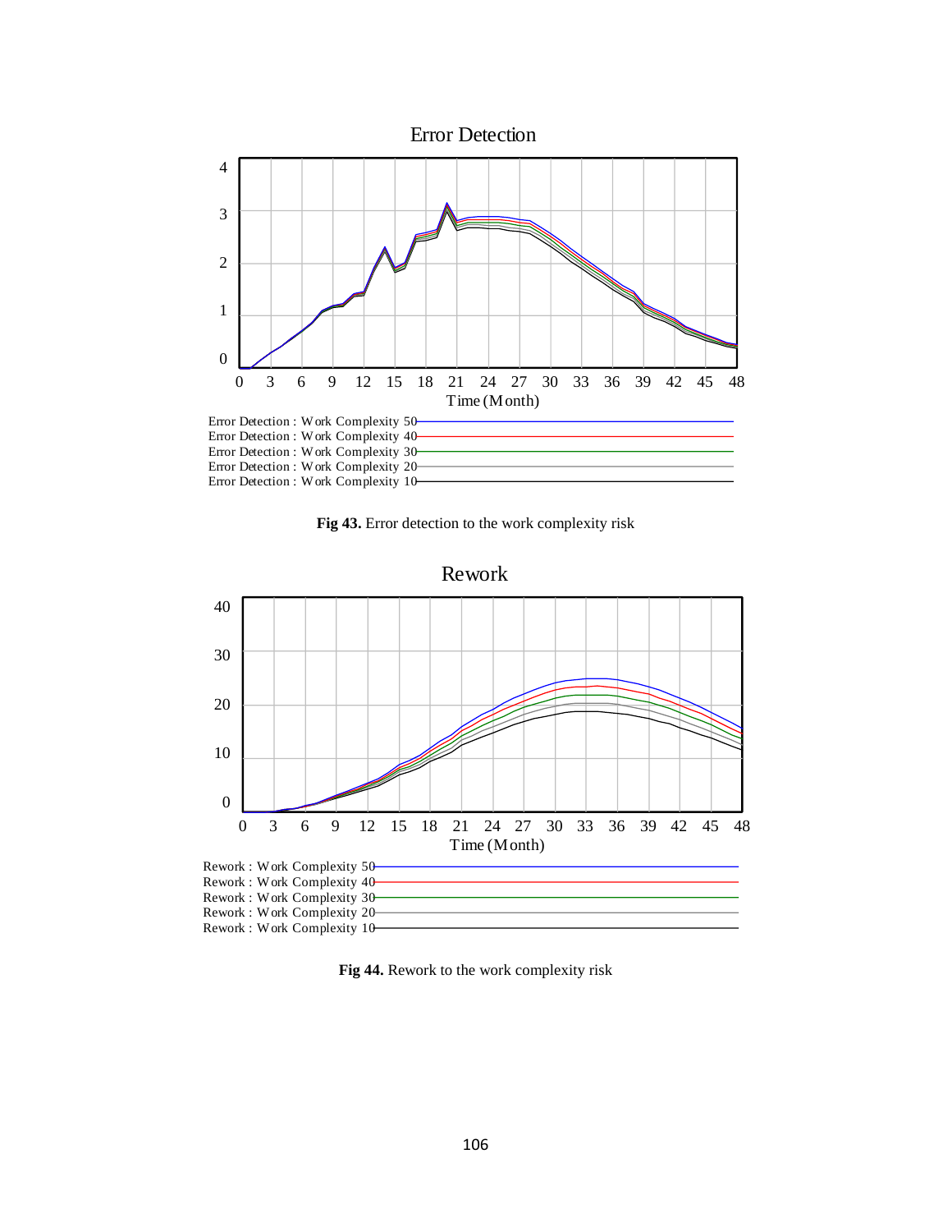Error Detection

Error Detection : Work Complexity 50
Error Detection : Work Complexity 40
Error Detection : Work Complexity 30
Error Detection : Work Complexity 20
Error Detection : Work Complexity 10

**Fig 43.** Error detection to the work complexity risk

Rework

Rework : Work Complexity 50
Rework : Work Complexity 40
Rework : Work Complexity 30
Rework : Work Complexity 20
Rework : Work Complexity 10

**Fig 44.** Rework to the work complexity risk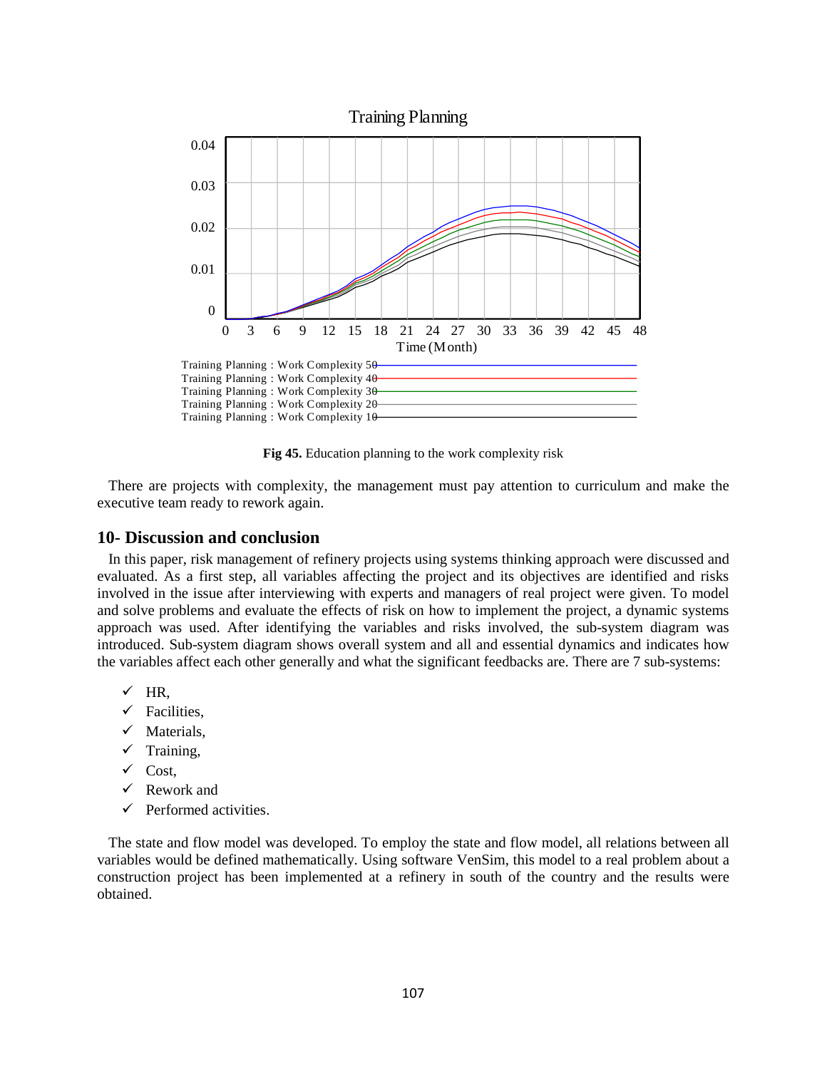Fig 45. Education planning to the work complexity risk

There are projects with complexity, the management must pay attention to curriculum and make the executive team ready to rework again.

## 10- Discussion and conclusion

In this paper, risk management of refinery projects using systems thinking approach were discussed and evaluated. As a first step, all variables affecting the project and its objectives are identified and risks involved in the issue after interviewing with experts and managers of real project were given. To model and solve problems and evaluate the effects of risk on how to implement the project, a dynamic systems approach was used. After identifying the variables and risks involved, the sub-system diagram was introduced. Sub-system diagram shows overall system and all and essential dynamics and indicates how the variables affect each other generally and what the significant feedbacks are. There are 7 sub-systems:

- ✓ HR,
- ✓ Facilities,
- ✓ Materials,
- ✓ Training,
- ✓ Cost,
- ✓ Rework and
- ✓ Performed activities.

The state and flow model was developed. To employ the state and flow model, all relations between all variables would be defined mathematically. Using software VenSim, this model to a real problem about a construction project has been implemented at a refinery in south of the country and the results were obtained.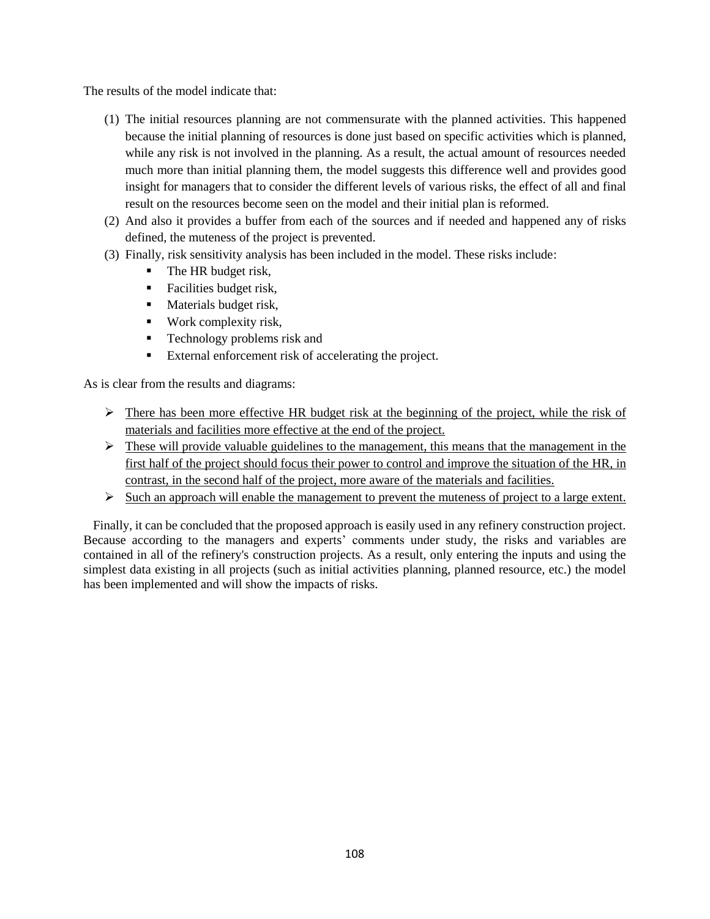The results of the model indicate that:

(1) The initial resources planning are not commensurate with the planned activities. This happened because the initial planning of resources is done just based on specific activities which is planned, while any risk is not involved in the planning. As a result, the actual amount of resources needed much more than initial planning them, the model suggests this difference well and provides good insight for managers that to consider the different levels of various risks, the effect of all and final result on the resources become seen on the model and their initial plan is reformed.
(2) And also it provides a buffer from each of the sources and if needed and happened any of risks defined, the muteness of the project is prevented.
(3) Finally, risk sensitivity analysis has been included in the model. These risks include:
    - The HR budget risk,
    - Facilities budget risk,
    - Materials budget risk,
    - Work complexity risk,
    - Technology problems risk and
    - External enforcement risk of accelerating the project.

As is clear from the results and diagrams:

- <u>There has been more effective HR budget risk at the beginning of the project, while the risk of materials and facilities more effective at the end of the project.</u>
- <u>These will provide valuable guidelines to the management, this means that the management in the first half of the project should focus their power to control and improve the situation of the HR, in contrast, in the second half of the project, more aware of the materials and facilities.</u>
- <u>Such an approach will enable the management to prevent the muteness of project to a large extent.</u>

Finally, it can be concluded that the proposed approach is easily used in any refinery construction project. Because according to the managers and experts' comments under study, the risks and variables are contained in all of the refinery's construction projects. As a result, only entering the inputs and using the simplest data existing in all projects (such as initial activities planning, planned resource, etc.) the model has been implemented and will show the impacts of risks.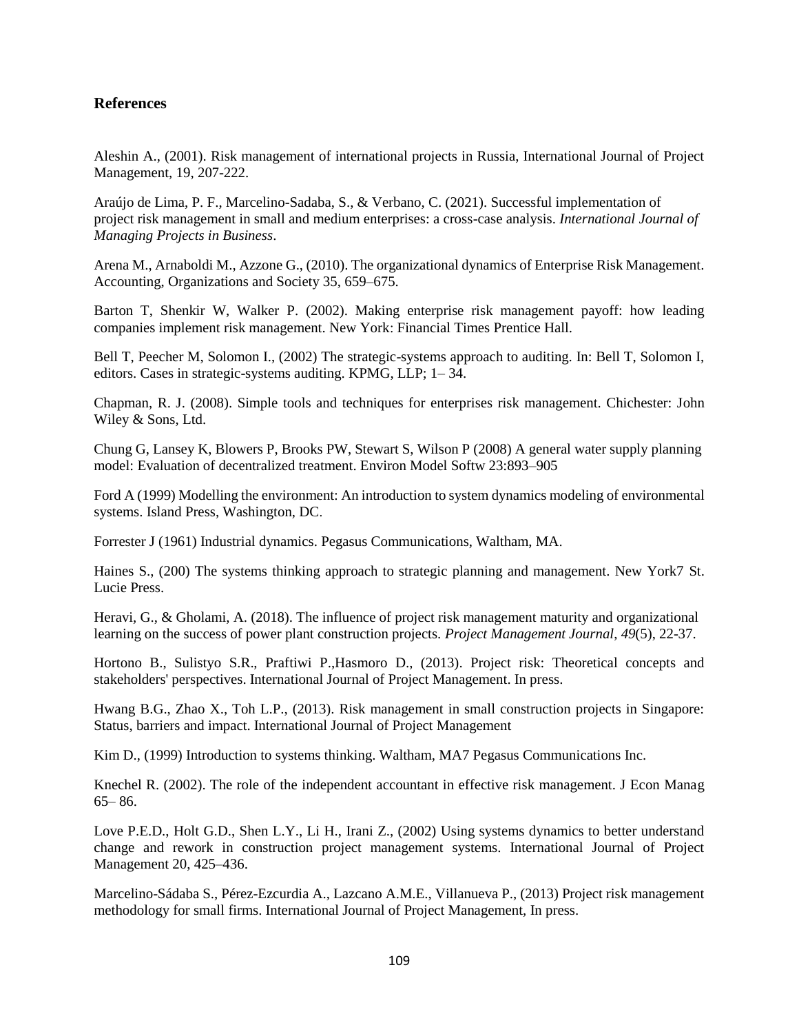## References

Aleshin A., (2001). Risk management of international projects in Russia, International Journal of Project Management, 19, 207-222.

Araújo de Lima, P. F., Marcelino-Sadaba, S., & Verbano, C. (2021). Successful implementation of project risk management in small and medium enterprises: a cross-case analysis. *International Journal of Managing Projects in Business*.

Arena M., Arnaboldi M., Azzone G., (2010). The organizational dynamics of Enterprise Risk Management. Accounting, Organizations and Society 35, 659–675.

Barton T, Shenkir W, Walker P. (2002). Making enterprise risk management payoff: how leading companies implement risk management. New York: Financial Times Prentice Hall.

Bell T, Peecher M, Solomon I., (2002) The strategic-systems approach to auditing. In: Bell T, Solomon I, editors. Cases in strategic-systems auditing. KPMG, LLP; 1– 34.

Chapman, R. J. (2008). Simple tools and techniques for enterprises risk management. Chichester: John Wiley & Sons, Ltd.

Chung G, Lansey K, Blowers P, Brooks PW, Stewart S, Wilson P (2008) A general water supply planning model: Evaluation of decentralized treatment. Environ Model Softw 23:893–905

Ford A (1999) Modelling the environment: An introduction to system dynamics modeling of environmental systems. Island Press, Washington, DC.

Forrester J (1961) Industrial dynamics. Pegasus Communications, Waltham, MA.

Haines S., (200) The systems thinking approach to strategic planning and management. New York7 St. Lucie Press.

Heravi, G., & Gholami, A. (2018). The influence of project risk management maturity and organizational learning on the success of power plant construction projects. *Project Management Journal*, *49*(5), 22-37.

Hortono B., Sulistyo S.R., Praftiwi P.,Hasmoro D., (2013). Project risk: Theoretical concepts and stakeholders' perspectives. International Journal of Project Management. In press.

Hwang B.G., Zhao X., Toh L.P., (2013). Risk management in small construction projects in Singapore: Status, barriers and impact. International Journal of Project Management

Kim D., (1999) Introduction to systems thinking. Waltham, MA7 Pegasus Communications Inc.

Knechel R. (2002). The role of the independent accountant in effective risk management. J Econ Manag 65– 86.

Love P.E.D., Holt G.D., Shen L.Y., Li H., Irani Z., (2002) Using systems dynamics to better understand change and rework in construction project management systems. International Journal of Project Management 20, 425–436.

Marcelino-Sádaba S., Pérez-Ezcurdia A., Lazcano A.M.E., Villanueva P., (2013) Project risk management methodology for small firms. International Journal of Project Management, In press.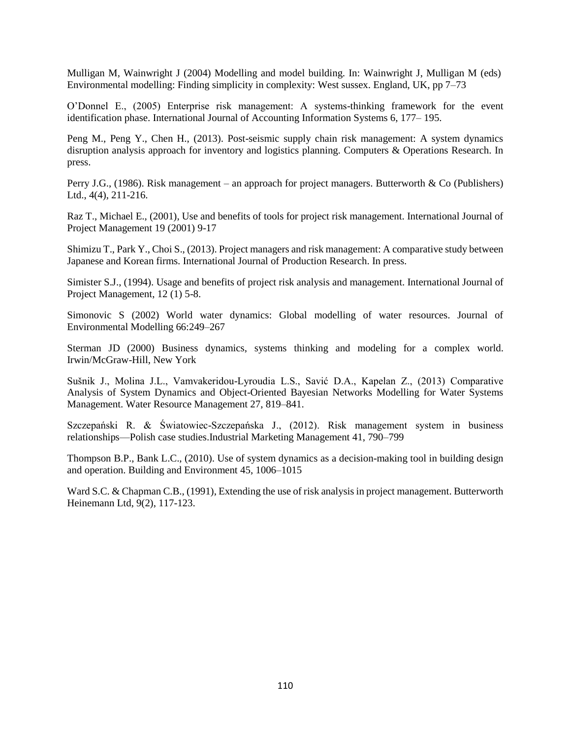Mulligan M, Wainwright J (2004) Modelling and model building. In: Wainwright J, Mulligan M (eds) Environmental modelling: Finding simplicity in complexity: West sussex. England, UK, pp 7–73

O'Donnel E., (2005) Enterprise risk management: A systems-thinking framework for the event identification phase. International Journal of Accounting Information Systems 6, 177– 195.

Peng M., Peng Y., Chen H., (2013). Post-seismic supply chain risk management: A system dynamics disruption analysis approach for inventory and logistics planning. Computers & Operations Research. In press.

Perry J.G., (1986). Risk management – an approach for project managers. Butterworth & Co (Publishers) Ltd., 4(4), 211-216.

Raz T., Michael E., (2001), Use and benefits of tools for project risk management. International Journal of Project Management 19 (2001) 9-17

Shimizu T., Park Y., Choi S., (2013). Project managers and risk management: A comparative study between Japanese and Korean firms. International Journal of Production Research. In press.

Simister S.J., (1994). Usage and benefits of project risk analysis and management. International Journal of Project Management, 12 (1) 5-8.

Simonovic S (2002) World water dynamics: Global modelling of water resources. Journal of Environmental Modelling 66:249–267

Sterman JD (2000) Business dynamics, systems thinking and modeling for a complex world. Irwin/McGraw-Hill, New York

Sušnik J., Molina J.L., Vamvakeridou-Lyroudia L.S., Savić D.A., Kapelan Z., (2013) Comparative Analysis of System Dynamics and Object-Oriented Bayesian Networks Modelling for Water Systems Management. Water Resource Management 27, 819–841.

Szczepański R. & Światowiec-Szczepańska J., (2012). Risk management system in business relationships—Polish case studies.Industrial Marketing Management 41, 790–799

Thompson B.P., Bank L.C., (2010). Use of system dynamics as a decision-making tool in building design and operation. Building and Environment 45, 1006–1015

Ward S.C. & Chapman C.B., (1991), Extending the use of risk analysis in project management. Butterworth Heinemann Ltd, 9(2), 117-123.